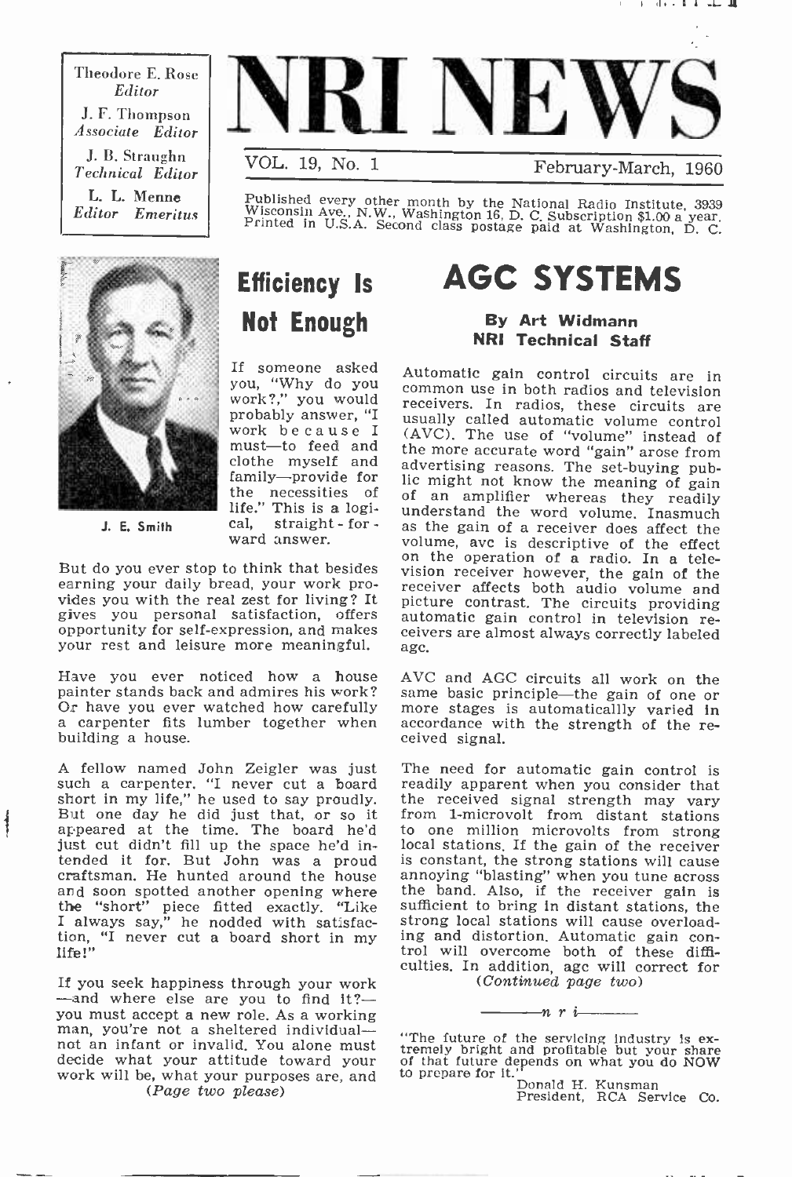Theodore E. Rose
*Editor*

J. F. Thompson
*Associate Editor*

J. B. Straughn
*Technical Editor*

L. L. Menne
*Editor Emeritus*

# NRI NEWS

VOL. 19, No. 1 — February-March, 1960

Published every other month by the National Radio Institute, 3939 Wisconsin Ave., N.W., Washington 16, D. C. Subscription $1.00 a year. Printed in U.S.A. Second class postage paid at Washington, D. C.

J. E. Smith

## Efficiency Is Not Enough

If someone asked you, "Why do you work?," you would probably answer, "I work because I must—to feed and clothe myself and family—provide for the necessities of life." This is a logical, straight-forward answer.

But do you ever stop to think that besides earning your daily bread, your work provides you with the real zest for living? It gives you personal satisfaction, offers opportunity for self-expression, and makes your rest and leisure more meaningful.

Have you ever noticed how a house painter stands back and admires his work? Or have you ever watched how carefully a carpenter fits lumber together when building a house.

A fellow named John Zeigler was just such a carpenter. "I never cut a board short in my life," he used to say proudly. But one day he did just that, or so it appeared at the time. The board he'd just cut didn't fill up the space he'd intended it for. But John was a proud craftsman. He hunted around the house and soon spotted another opening where the "short" piece fitted exactly. "Like I always say," he nodded with satisfaction, "I never cut a board short in my life!"

If you seek happiness through your work—and where else are you to find it?—you must accept a new role. As a working man, you're not a sheltered individual—not an infant or invalid. You alone must decide what your attitude toward your work will be, what your purposes are, and

*(Page two please)*

# AGC SYSTEMS

**By Art Widmann**
**NRI Technical Staff**

Automatic gain control circuits are in common use in both radios and television receivers. In radios, these circuits are usually called automatic volume control (AVC). The use of "volume" instead of the more accurate word "gain" arose from advertising reasons. The set-buying public might not know the meaning of gain of an amplifier whereas they readily understand the word volume. Inasmuch as the gain of a receiver does affect the volume, avc is descriptive of the effect on the operation of a radio. In a television receiver however, the gain of the receiver affects both audio volume and picture contrast. The circuits providing automatic gain control in television receivers are almost always correctly labeled agc.

AVC and AGC circuits all work on the same basic principle—the gain of one or more stages is automaticallly varied in accordance with the strength of the received signal.

The need for automatic gain control is readily apparent when you consider that the received signal strength may vary from 1-microvolt from distant stations to one million microvolts from strong local stations. If the gain of the receiver is constant, the strong stations will cause annoying "blasting" when you tune across the band. Also, if the receiver gain is sufficient to bring in distant stations, the strong local stations will cause overloading and distortion. Automatic gain control will overcome both of these difficulties. In addition, agc will correct for

*(Continued page two)*

——— n r i ———

"The future of the servicing industry is extremely bright and profitable but your share of that future depends on what you do NOW to prepare for it."

Donald H. Kunsman
President, RCA Service Co.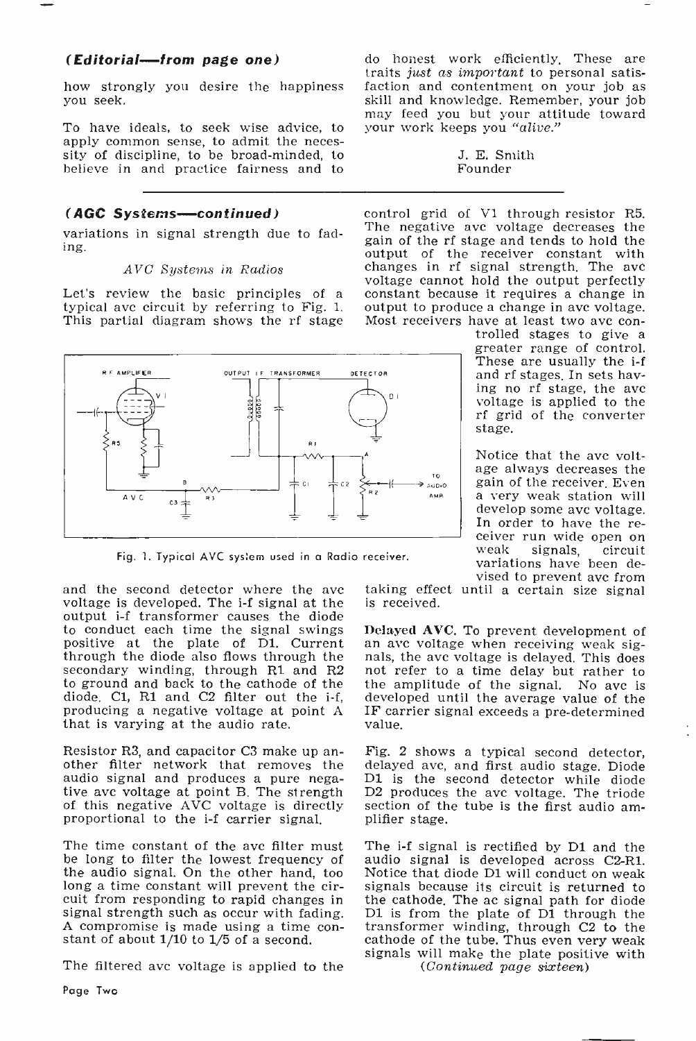***(Editorial—from page one)***

how strongly you desire the happiness you seek.

To have ideals, to seek wise advice, to apply common sense, to admit the necessity of discipline, to be broad-minded, to believe in and practice fairness and to do honest work efficiently. These are traits *just as important* to personal satisfaction and contentment on your job as skill and knowledge. Remember, your job may feed you but your attitude toward your work keeps you *"alive."*

J. E. Smith
Founder

---

***(AGC Systems—continued)***

variations in signal strength due to fading.

*AVC Systems in Radios*

Let's review the basic principles of a typical avc circuit by referring to Fig. 1. This partial diagram shows the rf stage and the second detector where the avc voltage is developed. The i-f signal at the output i-f transformer causes the diode to conduct each time the signal swings positive at the plate of D1. Current through the diode also flows through the secondary winding, through R1 and R2 to ground and back to the cathode of the diode. C1, R1 and C2 filter out the i-f, producing a negative voltage at point A that is varying at the audio rate.

Fig. 1. Typical AVC system used in a Radio receiver.

Resistor R3, and capacitor C3 make up another filter network that removes the audio signal and produces a pure negative avc voltage at point B. The strength of this negative AVC voltage is directly proportional to the i-f carrier signal.

The time constant of the avc filter must be long to filter the lowest frequency of the audio signal. On the other hand, too long a time constant will prevent the circuit from responding to rapid changes in signal strength such as occur with fading. A compromise is made using a time constant of about 1/10 to 1/5 of a second.

The filtered avc voltage is applied to the control grid of V1 through resistor R5. The negative avc voltage decreases the gain of the rf stage and tends to hold the output of the receiver constant with changes in rf signal strength. The avc voltage cannot hold the output perfectly constant because it requires a change in output to produce a change in avc voltage. Most receivers have at least two avc controlled stages to give a greater range of control. These are usually the i-f and rf stages. In sets having no rf stage, the avc voltage is applied to the rf grid of the converter stage.

Notice that the avc voltage always decreases the gain of the receiver. Even a very weak station will develop some avc voltage. In order to have the receiver run wide open on weak signals, circuit variations have been devised to prevent avc from taking effect until a certain size signal is received.

**Delayed AVC.** To prevent development of an avc voltage when receiving weak signals, the avc voltage is delayed. This does not refer to a time delay but rather to the amplitude of the signal. No avc is developed until the average value of the IF carrier signal exceeds a pre-determined value.

Fig. 2 shows a typical second detector, delayed avc, and first audio stage. Diode D1 is the second detector while diode D2 produces the avc voltage. The triode section of the tube is the first audio amplifier stage.

The i-f signal is rectified by D1 and the audio signal is developed across C2-R1. Notice that diode D1 will conduct on weak signals because its circuit is returned to the cathode. The ac signal path for diode D1 is from the plate of D1 through the transformer winding, through C2 to the cathode of the tube. Thus even very weak signals will make the plate positive with

*(Continued page sixteen)*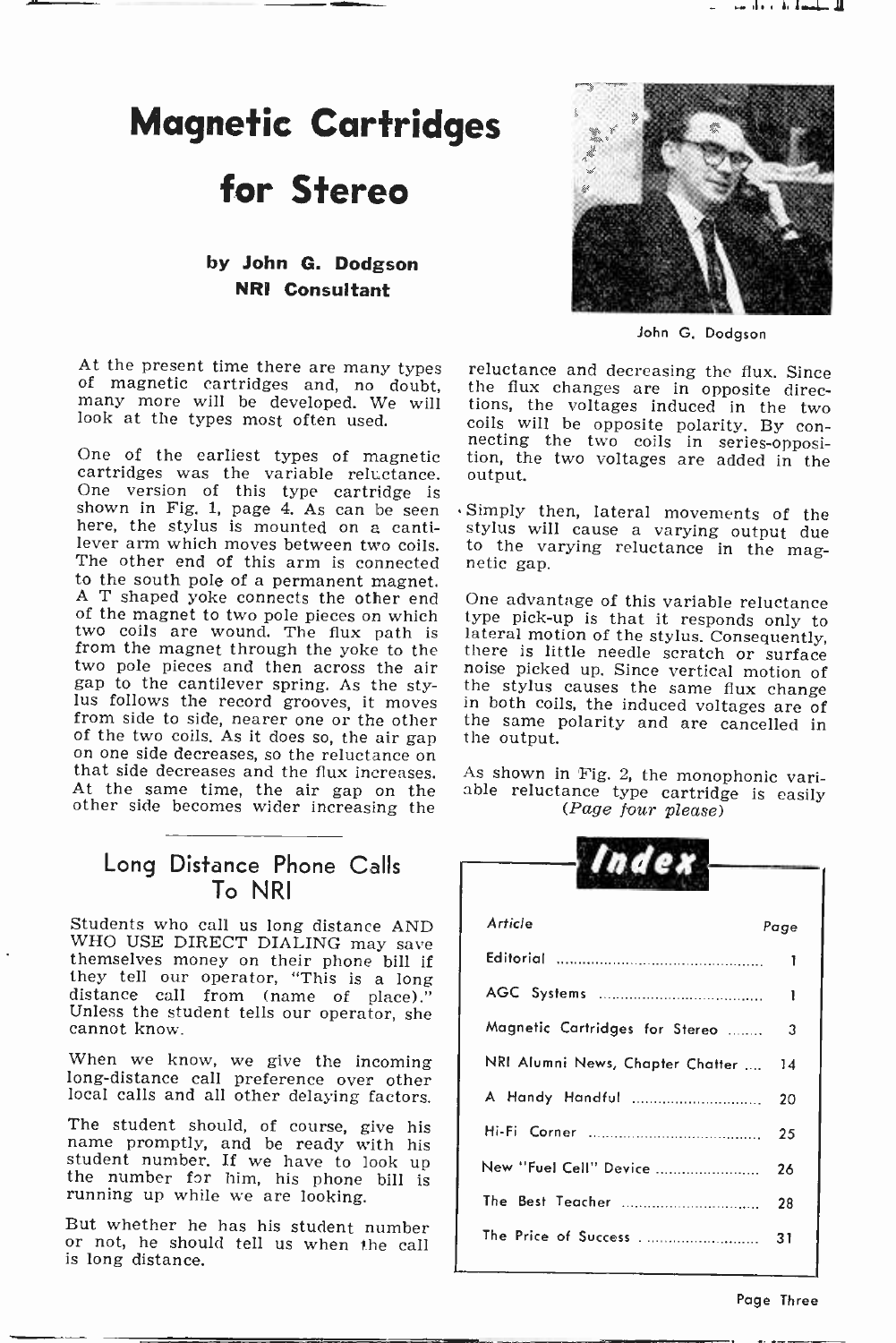# Magnetic Cartridges for Stereo

**by John G. Dodgson**
**NRI Consultant**

John G. Dodgson

At the present time there are many types of magnetic cartridges and, no doubt, many more will be developed. We will look at the types most often used.

One of the earliest types of magnetic cartridges was the variable reluctance. One version of this type cartridge is shown in Fig. 1, page 4. As can be seen here, the stylus is mounted on a cantilever arm which moves between two coils. The other end of this arm is connected to the south pole of a permanent magnet. A T shaped yoke connects the other end of the magnet to two pole pieces on which two coils are wound. The flux path is from the magnet through the yoke to the two pole pieces and then across the air gap to the cantilever spring. As the stylus follows the record grooves, it moves from side to side, nearer one or the other of the two coils. As it does so, the air gap on one side decreases, so the reluctance on that side decreases and the flux increases. At the same time, the air gap on the other side becomes wider increasing the reluctance and decreasing the flux. Since the flux changes are in opposite directions, the voltages induced in the two coils will be opposite polarity. By connecting the two coils in series-opposition, the two voltages are added in the output.

Simply then, lateral movements of the stylus will cause a varying output due to the varying reluctance in the magnetic gap.

One advantage of this variable reluctance type pick-up is that it responds only to lateral motion of the stylus. Consequently, there is little needle scratch or surface noise picked up. Since vertical motion of the stylus causes the same flux change in both coils, the induced voltages are of the same polarity and are cancelled in the output.

As shown in Fig. 2, the monophonic variable reluctance type cartridge is easily

*(Page four please)*

## Long Distance Phone Calls To NRI

Students who call us long distance AND WHO USE DIRECT DIALING may save themselves money on their phone bill if they tell our operator, "This is a long distance call from (name of place)." Unless the student tells our operator, she cannot know.

When we know, we give the incoming long-distance call preference over other local calls and all other delaying factors.

The student should, of course, give his name promptly, and be ready with his student number. If we have to look up the number for him, his phone bill is running up while we are looking.

But whether he has his student number or not, he should tell us when the call is long distance.

## Index

| Article | Page |
|---|---|
| Editorial | 1 |
| AGC Systems | 1 |
| Magnetic Cartridges for Stereo | 3 |
| NRI Alumni News, Chapter Chatter | 14 |
| A Handy Handful | 20 |
| Hi-Fi Corner | 25 |
| New "Fuel Cell" Device | 26 |
| The Best Teacher | 28 |
| The Price of Success | 31 |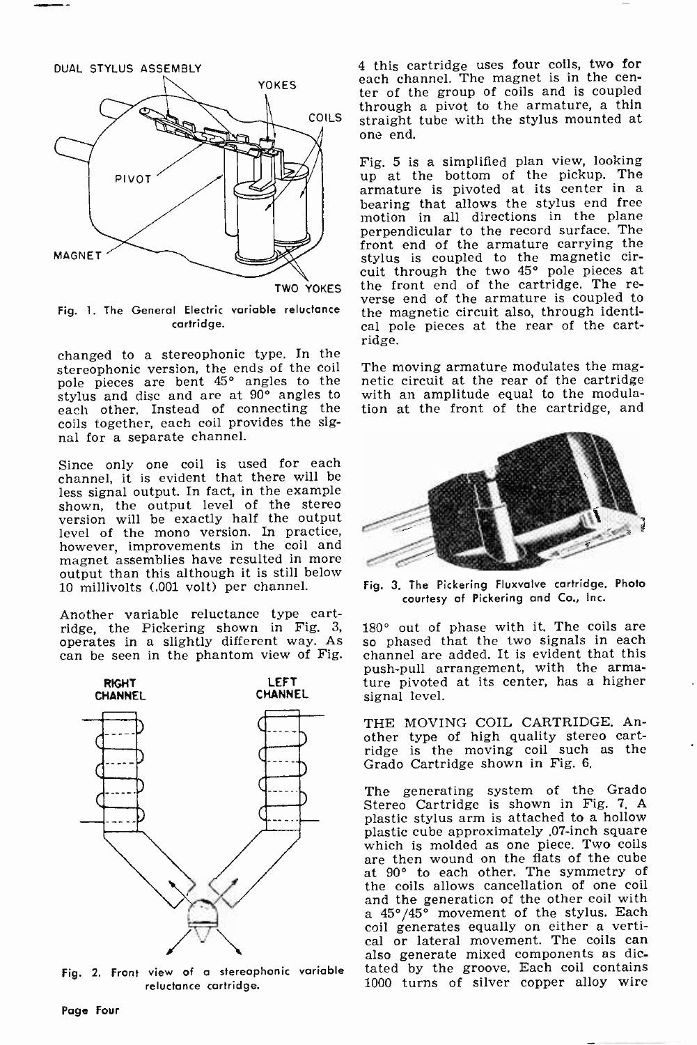DUAL STYLUS ASSEMBLY

YOKES

COILS

PIVOT

MAGNET

TWO YOKES

Fig. 1. The General Electric variable reluctance cartridge.

changed to a stereophonic type. In the stereophonic version, the ends of the coil pole pieces are bent 45° angles to the stylus and disc and are at 90° angles to each other. Instead of connecting the coils together, each coil provides the signal for a separate channel.

Since only one coil is used for each channel, it is evident that there will be less signal output. In fact, in the example shown, the output level of the stereo version will be exactly half the output level of the mono version. In practice, however, improvements in the coil and magnet assemblies have resulted in more output than this although it is still below 10 millivolts (.001 volt) per channel.

Another variable reluctance type cartridge, the Pickering shown in Fig. 3, operates in a slightly different way. As can be seen in the phantom view of Fig. 4 this cartridge uses four coils, two for each channel. The magnet is in the center of the group of coils and is coupled through a pivot to the armature, a thin straight tube with the stylus mounted at one end.

RIGHT CHANNEL

LEFT CHANNEL

Fig. 2. Front view of a stereophonic variable reluctance cartridge.

Fig. 5 is a simplified plan view, looking up at the bottom of the pickup. The armature is pivoted at its center in a bearing that allows the stylus end free motion in all directions in the plane perpendicular to the record surface. The front end of the armature carrying the stylus is coupled to the magnetic circuit through the two 45° pole pieces at the front end of the cartridge. The reverse end of the armature is coupled to the magnetic circuit also, through identical pole pieces at the rear of the cartridge.

The moving armature modulates the magnetic circuit at the rear of the cartridge with an amplitude equal to the modulation at the front of the cartridge, and 180° out of phase with it. The coils are so phased that the two signals in each channel are added. It is evident that this push-pull arrangement, with the armature pivoted at its center, has a higher signal level.

Fig. 3. The Pickering Fluxvalve cartridge. Photo courtesy of Pickering and Co., Inc.

THE MOVING COIL CARTRIDGE. Another type of high quality stereo cartridge is the moving coil such as the Grado Cartridge shown in Fig. 6.

The generating system of the Grado Stereo Cartridge is shown in Fig. 7. A plastic stylus arm is attached to a hollow plastic cube approximately .07-inch square which is molded as one piece. Two coils are then wound on the flats of the cube at 90° to each other. The symmetry of the coils allows cancellation of one coil and the generation of the other coil with a 45°/45° movement of the stylus. Each coil generates equally on either a vertical or lateral movement. The coils can also generate mixed components as dictated by the groove. Each coil contains 1000 turns of silver copper alloy wire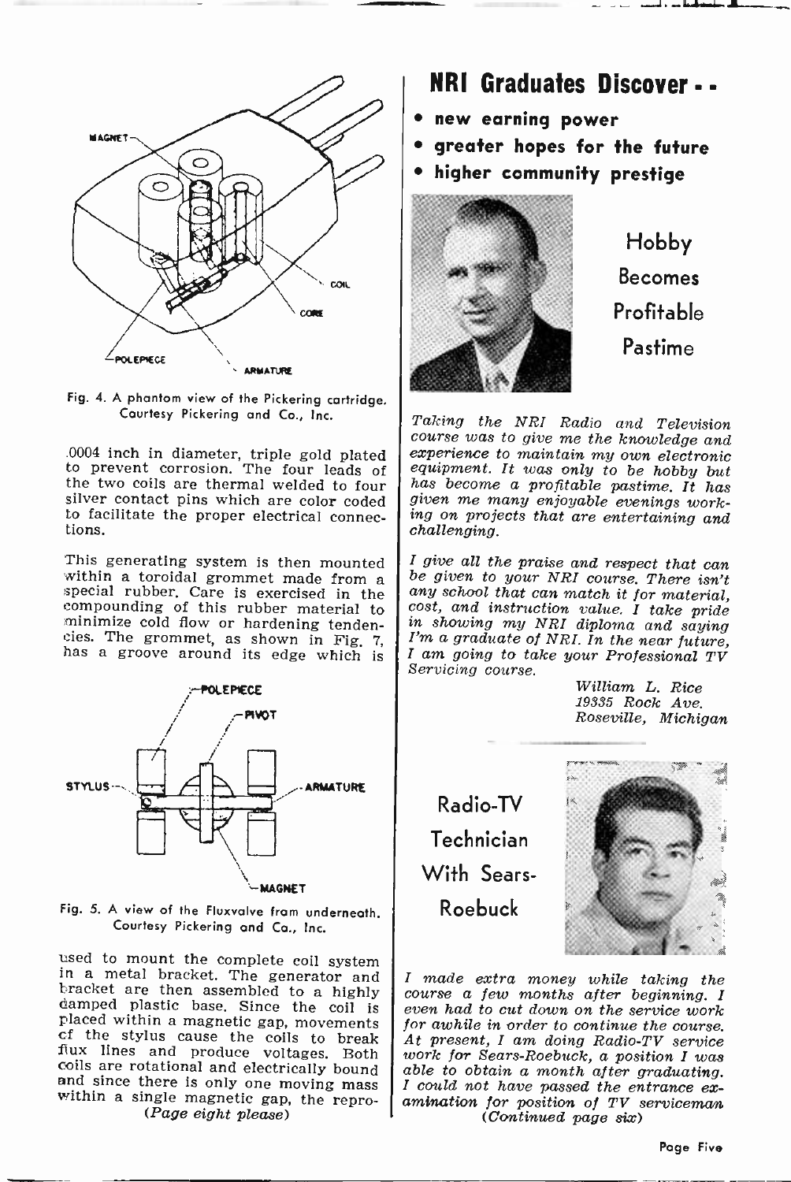Fig. 4. A phantom view of the Pickering cartridge. Courtesy Pickering and Co., Inc.

.0004 inch in diameter, triple gold plated to prevent corrosion. The four leads of the two coils are thermal welded to four silver contact pins which are color coded to facilitate the proper electrical connections.

This generating system is then mounted within a toroidal grommet made from a special rubber. Care is exercised in the compounding of this rubber material to minimize cold flow or hardening tendencies. The grommet, as shown in Fig. 7, has a groove around its edge which is used to mount the complete coil system in a metal bracket. The generator and bracket are then assembled to a highly damped plastic base. Since the coil is placed within a magnetic gap, movements of the stylus cause the coils to break flux lines and produce voltages. Both coils are rotational and electrically bound and since there is only one moving mass within a single magnetic gap, the repro-

Fig. 5. A view of the Fluxvalve from underneath. Courtesy Pickering and Co., Inc.

*(Page eight please)*

## NRI Graduates Discover - -

- **new earning power**
- **greater hopes for the future**
- **higher community prestige**

### Hobby Becomes Profitable Pastime

*Taking the NRI Radio and Television course was to give me the knowledge and experience to maintain my own electronic equipment. It was only to be hobby but has become a profitable pastime. It has given me many enjoyable evenings working on projects that are entertaining and challenging.*

*I give all the praise and respect that can be given to your NRI course. There isn't any school that can match it for material, cost, and instruction value. I take pride in showing my NRI diploma and saying I'm a graduate of NRI. In the near future, I am going to take your Professional TV Servicing course.*

*William L. Rice*
*19335 Rock Ave.*
*Roseville, Michigan*

### Radio-TV Technician With Sears-Roebuck

*I made extra money while taking the course a few months after beginning. I even had to cut down on the service work for awhile in order to continue the course. At present, I am doing Radio-TV service work for Sears-Roebuck, a position I was able to obtain a month after graduating. I could not have passed the entrance examination for position of TV serviceman*

*(Continued page six)*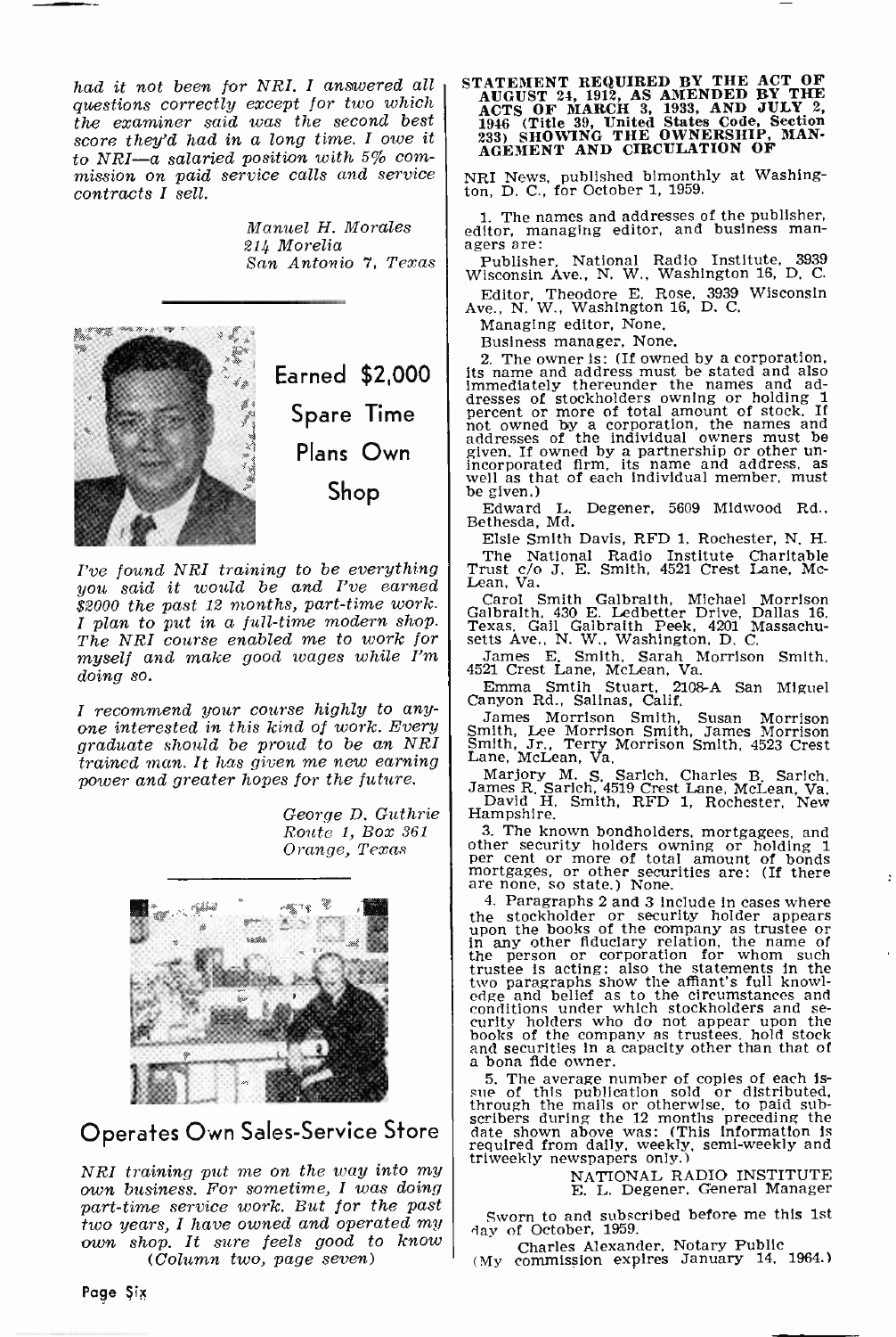*had it not been for NRI. I answered all questions correctly except for two which the examiner said was the second best score they'd had in a long time. I owe it to NRI—a salaried position with 5% commission on paid service calls and service contracts I sell.*

*Manuel H. Morales*
*214 Morelia*
*San Antonio 7, Texas*

## Earned $2,000 Spare Time Plans Own Shop

*I've found NRI training to be everything you said it would be and I've earned $2000 the past 12 months, part-time work. I plan to put in a full-time modern shop. The NRI course enabled me to work for myself and make good wages while I'm doing so.*

*I recommend your course highly to anyone interested in this kind of work. Every graduate should be proud to be an NRI trained man. It has given me new earning power and greater hopes for the future.*

*George D. Guthrie*
*Route 1, Box 361*
*Orange, Texas*

## Operates Own Sales-Service Store

*NRI training put me on the way into my own business. For sometime, I was doing part-time service work. But for the past two years, I have owned and operated my own shop. It sure feels good to know*
*(Column two, page seven)*

**STATEMENT REQUIRED BY THE ACT OF AUGUST 24, 1912, AS AMENDED BY THE ACTS OF MARCH 3, 1933, AND JULY 2, 1946 (Title 39, United States Code, Section 233) SHOWING THE OWNERSHIP, MANAGEMENT AND CIRCULATION OF**

NRI News, published bimonthly at Washington, D. C., for October 1, 1959.

1. The names and addresses of the publisher, editor, managing editor, and business managers are:

Publisher, National Radio Institute, 3939 Wisconsin Ave., N. W., Washington 16, D. C.

Editor, Theodore E. Rose, 3939 Wisconsin Ave., N. W., Washington 16, D. C.

Managing editor, None.

Business manager, None.

2. The owner is: (If owned by a corporation, its name and address must be stated and also immediately thereunder the names and addresses of stockholders owning or holding 1 percent or more of total amount of stock. If not owned by a corporation, the names and addresses of the individual owners must be given. If owned by a partnership or other unincorporated firm, its name and address, as well as that of each individual member, must be given.)

Edward L. Degener, 5609 Midwood Rd., Bethesda, Md.

Elsie Smith Davis, RFD 1, Rochester, N. H.

The National Radio Institute Charitable Trust c/o J. E. Smith, 4521 Crest Lane, McLean, Va.

Carol Smith Galbraith, Michael Morrison Galbraith, 430 E. Ledbetter Drive, Dallas 16, Texas, Gail Galbraith Peek, 4201 Massachusetts Ave., N. W., Washington, D. C.

James E. Smith, Sarah Morrison Smith, 4521 Crest Lane, McLean, Va.

Emma Smtih Stuart, 2108-A San Miguel Canyon Rd., Salinas, Calif.

James Morrison Smith, Susan Morrison Smith, Lee Morrison Smith, James Morrison Smith, Jr., Terry Morrison Smith, 4523 Crest Lane, McLean, Va.

Marjory M. S. Sarich, Charles B. Sarich, James R. Sarich, 4519 Crest Lane, McLean, Va.

David H. Smith, RFD 1, Rochester, New Hampshire.

3. The known bondholders, mortgagees, and other security holders owning or holding 1 per cent or more of total amount of bonds mortgages, or other securities are: (If there are none, so state.) None.

4. Paragraphs 2 and 3 include in cases where the stockholder or security holder appears upon the books of the company as trustee or in any other fiduciary relation, the name of the person or corporation for whom such trustee is acting; also the statements in the two paragraphs show the affiant's full knowledge and belief as to the circumstances and conditions under which stockholders and security holders who do not appear upon the books of the company as trustees, hold stock and securities in a capacity other than that of a bona fide owner.

5. The average number of copies of each issue of this publication sold or distributed, through the mails or otherwise, to paid subscribers during the 12 months preceding the date shown above was: (This information is required from daily, weekly, semi-weekly and triweekly newspapers only.)

NATIONAL RADIO INSTITUTE
E. L. Degener, General Manager

Sworn to and subscribed before me this 1st day of October, 1959.

Charles Alexander, Notary Public
(My commission expires January 14, 1964.)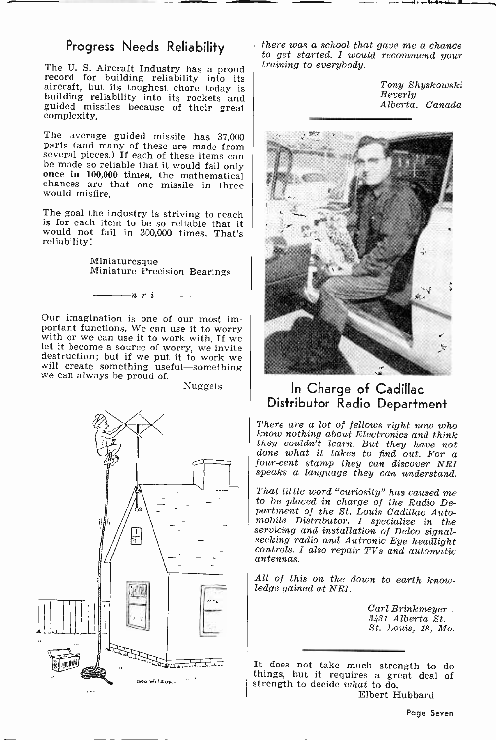## Progress Needs Reliability

The U. S. Aircraft Industry has a proud record for building reliability into its aircraft, but its toughest chore today is building reliability into its rockets and guided missiles because of their great complexity.

The average guided missile has 37,000 parts (and many of these are made from several pieces.) If each of these items can be made so reliable that it would fail only **once in 100,000 times,** the mathematical chances are that one missile in three would misfire.

The goal the industry is striving to reach is for each item to be so reliable that it would not fail in 300,000 times. That's reliability!

Miniaturesque
Miniature Precision Bearings

—— n r i ——

Our imagination is one of our most important functions. We can use it to worry with or we can use it to work with. If we let it become a source of worry, we invite destruction; but if we put it to work we will create something useful—something we can always be proud of.

Nuggets

*there was a school that gave me a chance to get started. I would recommend your training to everybody.*

*Tony Shyskowski*
*Beverly*
*Alberta, Canada*

## In Charge of Cadillac Distributor Radio Department

*There are a lot of fellows right now who know nothing about Electronics and think they couldn't learn. But they have not done what it takes to find out. For a four-cent stamp they can discover NRI speaks a language they can understand.*

*That little word "curiosity" has caused me to be placed in charge of the Radio Department of the St. Louis Cadillac Automobile Distributor. I specialize in the servicing and installation of Delco signal-seeking radio and Autronic Eye headlight controls. I also repair TVs and automatic antennas.*

*All of this on the down to earth knowledge gained at NRI.*

*Carl Brinkmeyer*
*3431 Alberta St.*
*St. Louis, 18, Mo.*

It does not take much strength to do things, but it requires a great deal of strength to decide *what* to do.

Elbert Hubbard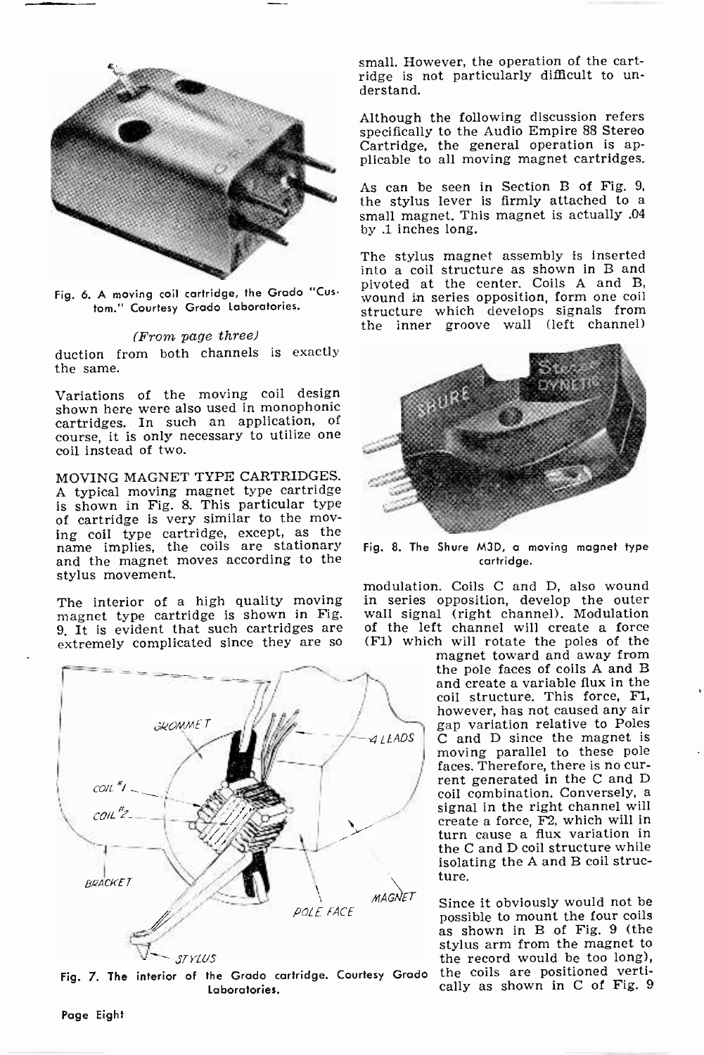Fig. 6. A moving coil cartridge, the Grado "Custom." Courtesy Grado Laboratories.

*(From page three)*

duction from both channels is exactly the same.

Variations of the moving coil design shown here were also used in monophonic cartridges. In such an application, of course, it is only necessary to utilize one coil instead of two.

MOVING MAGNET TYPE CARTRIDGES. A typical moving magnet type cartridge is shown in Fig. 8. This particular type of cartridge is very similar to the moving coil type cartridge, except, as the name implies, the coils are stationary and the magnet moves according to the stylus movement.

The interior of a high quality moving magnet type cartridge is shown in Fig. 9. It is evident that such cartridges are extremely complicated since they are so small. However, the operation of the cartridge is not particularly difficult to understand.

Fig. 7. The interior of the Grado cartridge. Courtesy Grado Laboratories.

Although the following discussion refers specifically to the Audio Empire 88 Stereo Cartridge, the general operation is applicable to all moving magnet cartridges.

As can be seen in Section B of Fig. 9, the stylus lever is firmly attached to a small magnet. This magnet is actually .04 by .1 inches long.

The stylus magnet assembly is inserted into a coil structure as shown in B and pivoted at the center. Coils A and B, wound in series opposition, form one coil structure which develops signals from the inner groove wall (left channel) modulation. Coils C and D, also wound in series opposition, develop the outer wall signal (right channel). Modulation of the left channel will create a force (F1) which will rotate the poles of the magnet toward and away from the pole faces of coils A and B and create a variable flux in the coil structure. This force, F1, however, has not caused any air gap variation relative to Poles C and D since the magnet is moving parallel to these pole faces. Therefore, there is no current generated in the C and D coil combination. Conversely, a signal in the right channel will create a force, F2, which will in turn cause a flux variation in the C and D coil structure while isolating the A and B coil structure.

Fig. 8. The Shure M3D, a moving magnet type cartridge.

Since it obviously would not be possible to mount the four coils as shown in B of Fig. 9 (the stylus arm from the magnet to the record would be too long), the coils are positioned vertically as shown in C of Fig. 9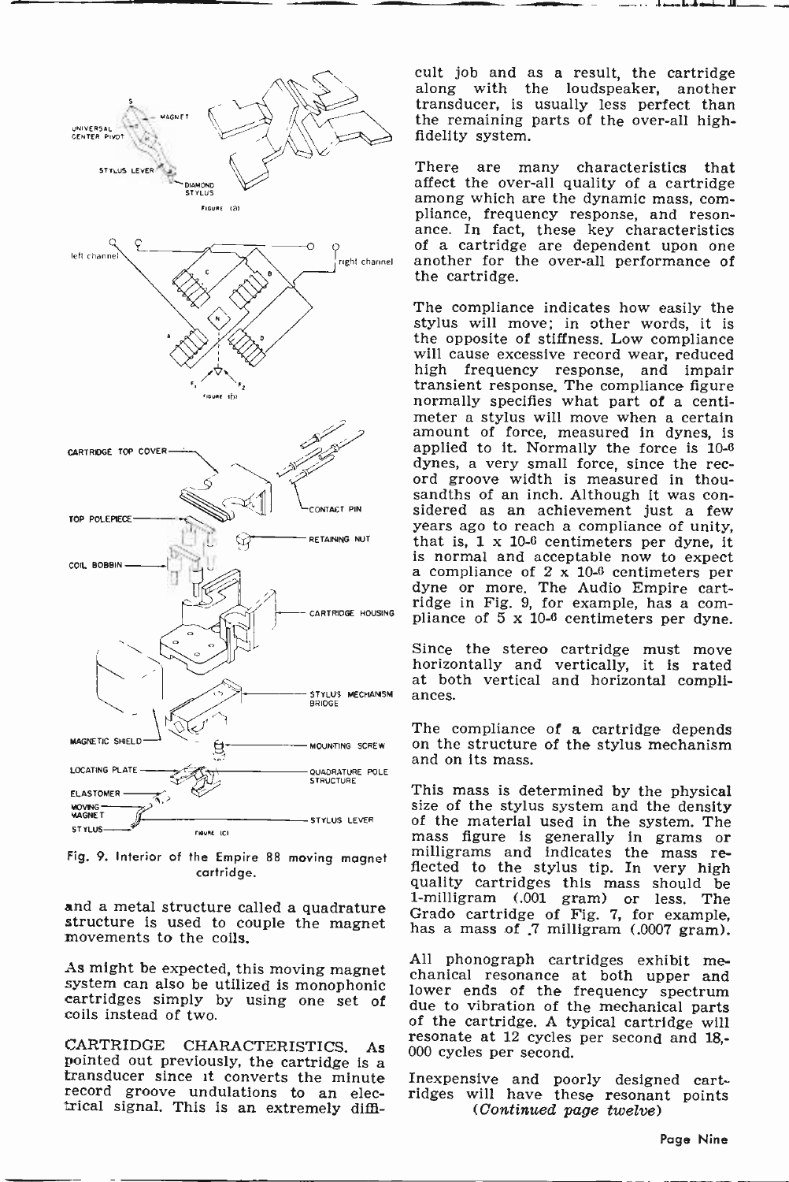Fig. 9. Interior of the Empire 88 moving magnet cartridge.

and a metal structure called a quadrature structure is used to couple the magnet movements to the coils.

As might be expected, this moving magnet system can also be utilized is monophonic cartridges simply by using one set of coils instead of two.

CARTRIDGE CHARACTERISTICS. As pointed out previously, the cartridge is a transducer since it converts the minute record groove undulations to an electrical signal. This is an extremely difficult job and as a result, the cartridge along with the loudspeaker, another transducer, is usually less perfect than the remaining parts of the over-all high-fidelity system.

There are many characteristics that affect the over-all quality of a cartridge among which are the dynamic mass, compliance, frequency response, and resonance. In fact, these key characteristics of a cartridge are dependent upon one another for the over-all performance of the cartridge.

The compliance indicates how easily the stylus will move; in other words, it is the opposite of stiffness. Low compliance will cause excessive record wear, reduced high frequency response, and impair transient response. The compliance figure normally specifies what part of a centimeter a stylus will move when a certain amount of force, measured in dynes, is applied to it. Normally the force is $10^{-6}$ dynes, a very small force, since the record groove width is measured in thousandths of an inch. Although it was considered as an achievement just a few years ago to reach a compliance of unity, that is, $1 \times 10^{-6}$ centimeters per dyne, it is normal and acceptable now to expect a compliance of $2 \times 10^{-6}$ centimeters per dyne or more. The Audio Empire cartridge in Fig. 9, for example, has a compliance of $5 \times 10^{-6}$ centimeters per dyne.

Since the stereo cartridge must move horizontally and vertically, it is rated at both vertical and horizontal compliances.

The compliance of a cartridge depends on the structure of the stylus mechanism and on its mass.

This mass is determined by the physical size of the stylus system and the density of the material used in the system. The mass figure is generally in grams or milligrams and indicates the mass reflected to the stylus tip. In very high quality cartridges this mass should be 1-milligram (.001 gram) or less. The Grado cartridge of Fig. 7, for example, has a mass of .7 milligram (.0007 gram).

All phonograph cartridges exhibit mechanical resonance at both upper and lower ends of the frequency spectrum due to vibration of the mechanical parts of the cartridge. A typical cartridge will resonate at 12 cycles per second and 18,000 cycles per second.

Inexpensive and poorly designed cartridges will have these resonant points

*(Continued page twelve)*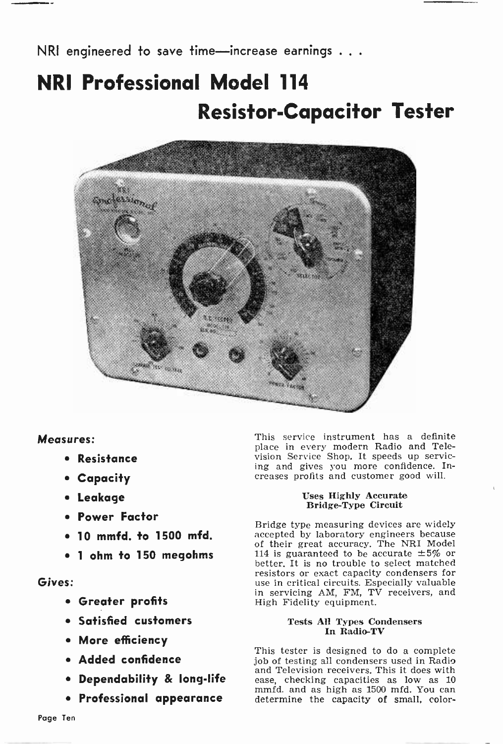NRI engineered to save time—increase earnings . . .

# NRI Professional Model 114 Resistor-Capacitor Tester

***Measures:***

- **Resistance**
- **Capacity**
- **Leakage**
- **Power Factor**
- **10 mmfd. to 1500 mfd.**
- **1 ohm to 150 megohms**

***Gives:***

- **Greater profits**
- **Satisfied customers**
- **More efficiency**
- **Added confidence**
- **Dependability & long-life**
- **Professional appearance**

This service instrument has a definite place in every modern Radio and Television Service Shop. It speeds up servicing and gives you more confidence. Increases profits and customer good will.

### Uses Highly Accurate Bridge-Type Circuit

Bridge type measuring devices are widely accepted by laboratory engineers because of their great accuracy. The NRI Model 114 is guaranteed to be accurate ±5% or better. It is no trouble to select matched resistors or exact capacity condensers for use in critical circuits. Especially valuable in servicing AM, FM, TV receivers, and High Fidelity equipment.

### Tests All Types Condensers In Radio-TV

This tester is designed to do a complete job of testing all condensers used in Radio and Television receivers. This it does with ease, checking capacities as low as 10 mmfd. and as high as 1500 mfd. You can determine the capacity of small, color-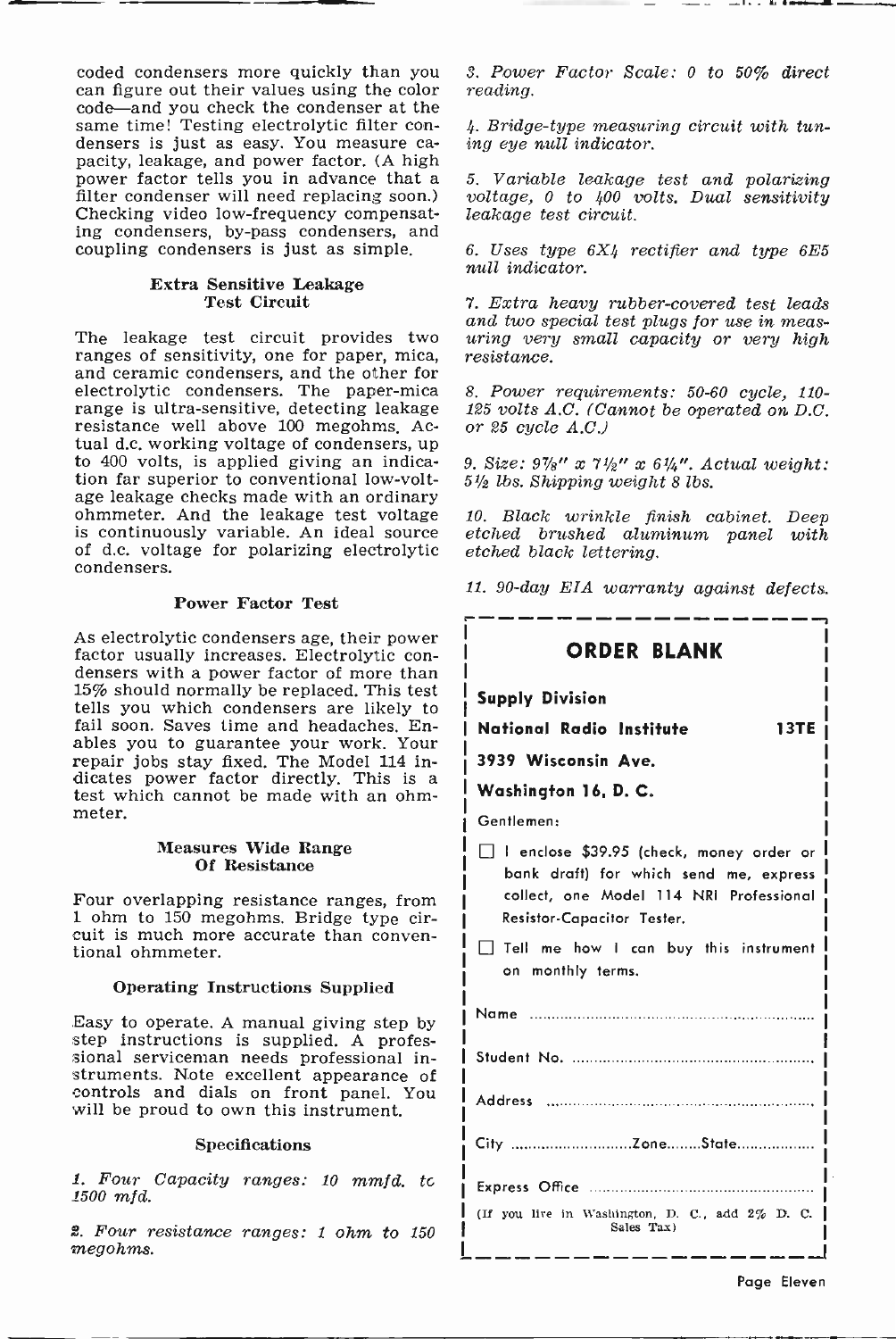coded condensers more quickly than you can figure out their values using the color code—and you check the condenser at the same time! Testing electrolytic filter condensers is just as easy. You measure capacity, leakage, and power factor. (A high power factor tells you in advance that a filter condenser will need replacing soon.) Checking video low-frequency compensating condensers, by-pass condensers, and coupling condensers is just as simple.

### Extra Sensitive Leakage Test Circuit

The leakage test circuit provides two ranges of sensitivity, one for paper, mica, and ceramic condensers, and the other for electrolytic condensers. The paper-mica range is ultra-sensitive, detecting leakage resistance well above 100 megohms. Actual d.c. working voltage of condensers, up to 400 volts, is applied giving an indication far superior to conventional low-voltage leakage checks made with an ordinary ohmmeter. And the leakage test voltage is continuously variable. An ideal source of d.c. voltage for polarizing electrolytic condensers.

### Power Factor Test

As electrolytic condensers age, their power factor usually increases. Electrolytic condensers with a power factor of more than 15% should normally be replaced. This test tells you which condensers are likely to fail soon. Saves time and headaches. Enables you to guarantee your work. Your repair jobs stay fixed. The Model 114 indicates power factor directly. This is a test which cannot be made with an ohmmeter.

### Measures Wide Range Of Resistance

Four overlapping resistance ranges, from 1 ohm to 150 megohms. Bridge type circuit is much more accurate than conventional ohmmeter.

### Operating Instructions Supplied

Easy to operate. A manual giving step by step instructions is supplied. A professional serviceman needs professional instruments. Note excellent appearance of controls and dials on front panel. You will be proud to own this instrument.

### Specifications

*1. Four Capacity ranges: 10 mmfd. to 1500 mfd.*

*2. Four resistance ranges: 1 ohm to 150 megohms.*

*3. Power Factor Scale: 0 to 50% direct reading.*

*4. Bridge-type measuring circuit with tuning eye null indicator.*

*5. Variable leakage test and polarizing voltage, 0 to 400 volts. Dual sensitivity leakage test circuit.*

*6. Uses type 6X4 rectifier and type 6E5 null indicator.*

*7. Extra heavy rubber-covered test leads and two special test plugs for use in measuring very small capacity or very high resistance.*

*8. Power requirements: 50-60 cycle, 110-125 volts A.C. (Cannot be operated on D.C. or 25 cycle A.C.)*

*9. Size: 9⅞" x 7½" x 6¼". Actual weight: 5½ lbs. Shipping weight 8 lbs.*

*10. Black wrinkle finish cabinet. Deep etched brushed aluminum panel with etched black lettering.*

*11. 90-day EIA warranty against defects.*

---

## ORDER BLANK

**Supply Division**

**National Radio Institute** **13TE**

**3939 Wisconsin Ave.**

**Washington 16, D. C.**

Gentlemen:

☐ I enclose $39.95 (check, money order or bank draft) for which send me, express collect, one Model 114 NRI Professional Resistor-Capacitor Tester.

☐ Tell me how I can buy this instrument on monthly terms.

Name ..............................................................

Student No. ......................................................

Address ...........................................................

City ..........................Zone........State..................

Express Office .................................................

(If you live in Washington, D. C., add 2% D. C. Sales Tax)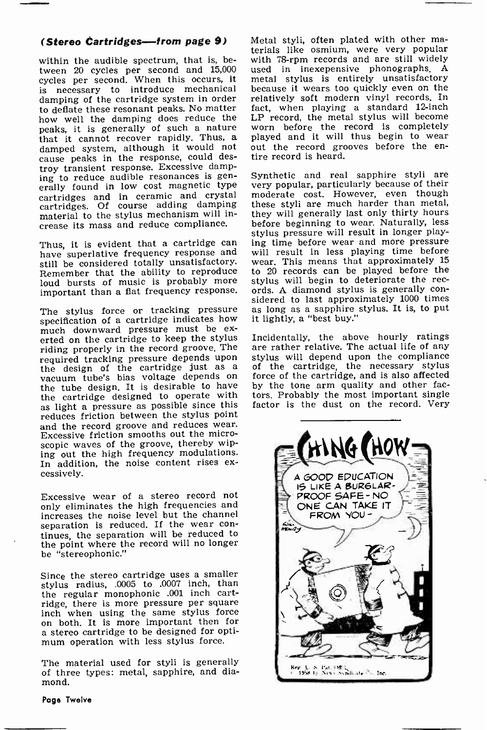***(Stereo Cartridges—from page 9)***

within the audible spectrum, that is, between 20 cycles per second and 15,000 cycles per second. When this occurs, it is necessary to introduce mechanical damping of the cartridge system in order to deflate these resonant peaks. No matter how well the damping does reduce the peaks, it is generally of such a nature that it cannot recover rapidly. Thus, a damped system, although it would not cause peaks in the response, could destroy transient response. Excessive damping to reduce audible resonances is generally found in low cost magnetic type cartridges and in ceramic and crystal cartridges. Of course adding damping material to the stylus mechanism will increase its mass and reduce compliance.

Thus, it is evident that a cartridge can have superlative frequency response and still be considered totally unsatisfactory. Remember that the ability to reproduce loud bursts of music is probably more important than a flat frequency response.

The stylus force or tracking pressure specification of a cartridge indicates how much downward pressure must be exerted on the cartridge to keep the stylus riding properly in the record groove. The required tracking pressure depends upon the design of the cartridge just as a vacuum tube's bias voltage depends on the tube design. It is desirable to have the cartridge designed to operate with as light a pressure as possible since this reduces friction between the stylus point and the record groove and reduces wear. Excessive friction smooths out the microscopic waves of the groove, thereby wiping out the high frequency modulations. In addition, the noise content rises excessively.

Excessive wear of a stereo record not only eliminates the high frequencies and increases the noise level but the channel separation is reduced. If the wear continues, the separation will be reduced to the point where the record will no longer be "stereophonic."

Since the stereo cartridge uses a smaller stylus radius, .0005 to .0007 inch, than the regular monophonic .001 inch cartridge, there is more pressure per square inch when using the same stylus force on both. It is more important then for a stereo cartridge to be designed for optimum operation with less stylus force.

The material used for styli is generally of three types: metal, sapphire, and diamond.

Metal styli, often plated with other materials like osmium, were very popular with 78-rpm records and are still widely used in inexepensive phonographs. A metal stylus is entirely unsatisfactory because it wears too quickly even on the relatively soft modern vinyl records. In fact, when playing a standard 12-inch LP record, the metal stylus will become worn before the record is completely played and it will thus begin to wear out the record grooves before the entire record is heard.

Synthetic and real sapphire styli are very popular, particularly because of their moderate cost. However, even though these styli are much harder than metal, they will generally last only thirty hours before beginning to wear. Naturally, less stylus pressure will result in longer playing time before wear and more pressure will result in less playing time before wear. This means that approximately 15 to 20 records can be played before the stylus will begin to deteriorate the records. A diamond stylus is generally considered to last approximately 1000 times as long as a sapphire stylus. It is, to put it lightly, a "best buy."

Incidentally, the above hourly ratings are rather relative. The actual life of any stylus will depend upon the compliance of the cartridge, the necessary stylus force of the cartridge, and is also affected by the tone arm quality and other factors. Probably the most important single factor is the dust on the record. Very

**CHING CHOW**

A GOOD EDUCATION IS LIKE A BURGLAR-PROOF SAFE - NO ONE CAN TAKE IT FROM YOU -

Reg. U. S. Pat. Off.
© 1958 by News Syndicate Co. Inc.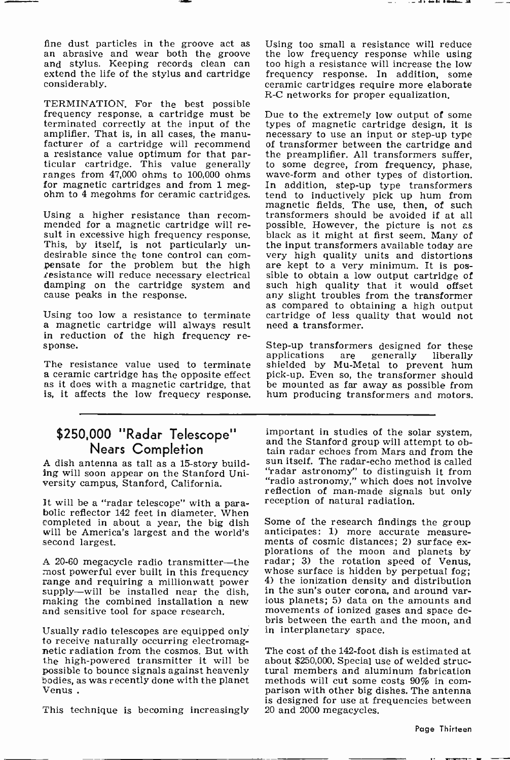fine dust particles in the groove act as an abrasive and wear both the groove and stylus. Keeping records clean can extend the life of the stylus and cartridge considerably.

TERMINATION. For the best possible frequency response, a cartridge must be terminated correctly at the input of the amplifier. That is, in all cases, the manufacturer of a cartridge will recommend a resistance value optimum for that particular cartridge. This value generally ranges from 47,000 ohms to 100,000 ohms for magnetic cartridges and from 1 megohm to 4 megohms for ceramic cartridges.

Using a higher resistance than recommended for a magnetic cartridge will result in excessive high frequency response. This, by itself, is not particularly undesirable since the tone control can compensate for the problem but the high resistance will reduce necessary electrical damping on the cartridge system and cause peaks in the response.

Using too low a resistance to terminate a magnetic cartridge will always result in reduction of the high frequency response.

The resistance value used to terminate a ceramic cartridge has the opposite effect as it does with a magnetic cartridge, that is, it affects the low frequecy response. Using too small a resistance will reduce the low frequency response while using too high a resistance will increase the low frequency response. In addition, some ceramic cartridges require more elaborate R-C networks for proper equalization.

Due to the extremely low output of some types of magnetic cartridge design, it is necessary to use an input or step-up type of transformer between the cartridge and the preamplifier. All transformers suffer, to some degree, from frequency, phase, wave-form and other types of distortion. In addition, step-up type transformers tend to inductively pick up hum from magnetic fields. The use, then, of such transformers should be avoided if at all possible. However, the picture is not as black as it might at first seem. Many of the input transformers available today are very high quality units and distortions are kept to a very minimum. It is possible to obtain a low output cartridge of such high quality that it would offset any slight troubles from the transformer as compared to obtaining a high output cartridge of less quality that would not need a transformer.

Step-up transformers designed for these applications are generally liberally shielded by Mu-Metal to prevent hum pick-up. Even so, the transformer should be mounted as far away as possible from hum producing transformers and motors.

---

## $250,000 "Radar Telescope" Nears Completion

A dish antenna as tall as a 15-story building will soon appear on the Stanford University campus, Stanford, California.

It will be a "radar telescope" with a parabolic reflector 142 feet in diameter. When completed in about a year, the big dish will be America's largest and the world's second largest.

A 20-60 megacycle radio transmitter—the most powerful ever built in this frequency range and requiring a millionwatt power supply—will be installed near the dish, making the combined installation a new and sensitive tool for space research.

Usually radio telescopes are equipped only to receive naturally occurring electromagnetic radiation from the cosmos. But with the high-powered transmitter it will be possible to bounce signals against heavenly bodies, as was recently done with the planet Venus.

This technique is becoming increasingly important in studies of the solar system, and the Stanford group will attempt to obtain radar echoes from Mars and from the sun itself. The radar-echo method is called "radar astronomy" to distinguish it from "radio astronomy," which does not involve reflection of man-made signals but only reception of natural radiation.

Some of the research findings the group anticipates: 1) more accurate measurements of cosmic distances; 2) surface explorations of the moon and planets by radar; 3) the rotation speed of Venus, whose surface is hidden by perpetual fog; 4) the ionization density and distribution in the sun's outer corona, and around various planets; 5) data on the amounts and movements of ionized gases and space debris between the earth and the moon, and in interplanetary space.

The cost of the 142-foot dish is estimated at about $250,000. Special use of welded structural members and aluminum fabrication methods will cut some costs 90% in comparison with other big dishes. The antenna is designed for use at frequencies between 20 and 2000 megacycles.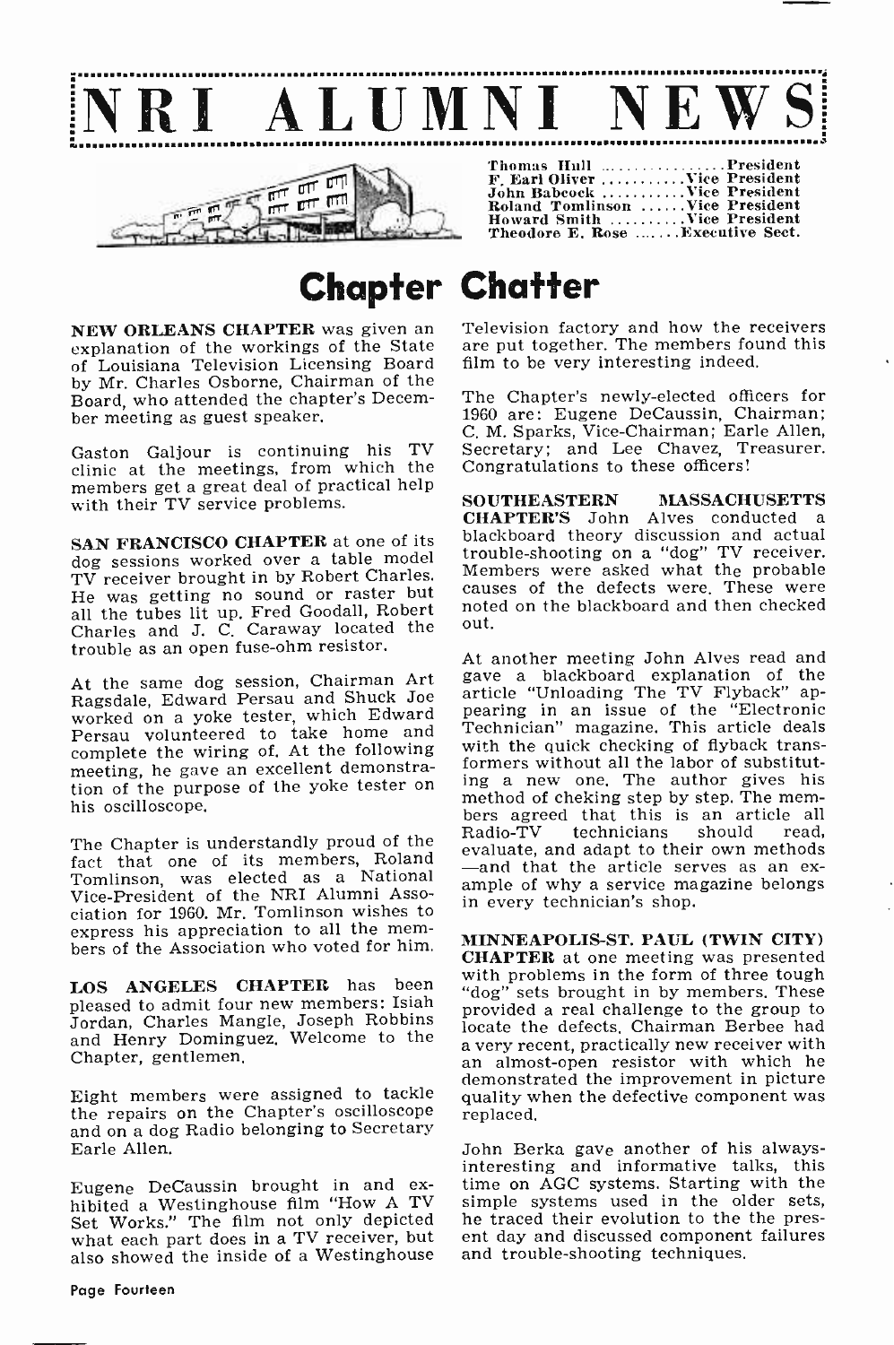# NRI ALUMNI NEWS

Thomas Hull ................ President
F. Earl Oliver .......... Vice President
John Babcock .......... Vice President
Roland Tomlinson ...... Vice President
Howard Smith .......... Vice President
Theodore E. Rose ....... Executive Sect.

## Chapter Chatter

**NEW ORLEANS CHAPTER** was given an explanation of the workings of the State of Louisiana Television Licensing Board by Mr. Charles Osborne, Chairman of the Board, who attended the chapter's December meeting as guest speaker.

Gaston Galjour is continuing his TV clinic at the meetings, from which the members get a great deal of practical help with their TV service problems.

**SAN FRANCISCO CHAPTER** at one of its dog sessions worked over a table model TV receiver brought in by Robert Charles. He was getting no sound or raster but all the tubes lit up. Fred Goodall, Robert Charles and J. C. Caraway located the trouble as an open fuse-ohm resistor.

At the same dog session, Chairman Art Ragsdale, Edward Persau and Shuck Joe worked on a yoke tester, which Edward Persau volunteered to take home and complete the wiring of. At the following meeting, he gave an excellent demonstration of the purpose of the yoke tester on his oscilloscope.

The Chapter is understandly proud of the fact that one of its members, Roland Tomlinson, was elected as a National Vice-President of the NRI Alumni Association for 1960. Mr. Tomlinson wishes to express his appreciation to all the members of the Association who voted for him.

**LOS ANGELES CHAPTER** has been pleased to admit four new members: Isiah Jordan, Charles Mangle, Joseph Robbins and Henry Dominguez. Welcome to the Chapter, gentlemen.

Eight members were assigned to tackle the repairs on the Chapter's oscilloscope and on a dog Radio belonging to Secretary Earle Allen.

Eugene DeCaussin brought in and exhibited a Westinghouse film "How A TV Set Works." The film not only depicted what each part does in a TV receiver, but also showed the inside of a Westinghouse Television factory and how the receivers are put together. The members found this film to be very interesting indeed.

The Chapter's newly-elected officers for 1960 are: Eugene DeCaussin, Chairman; C. M. Sparks, Vice-Chairman; Earle Allen, Secretary; and Lee Chavez, Treasurer. Congratulations to these officers!

**SOUTHEASTERN MASSACHUSETTS CHAPTER'S** John Alves conducted a blackboard theory discussion and actual trouble-shooting on a "dog" TV receiver. Members were asked what the probable causes of the defects were. These were noted on the blackboard and then checked out.

At another meeting John Alves read and gave a blackboard explanation of the article "Unloading The TV Flyback" appearing in an issue of the "Electronic Technician" magazine. This article deals with the quick checking of flyback transformers without all the labor of substituting a new one. The author gives his method of cheking step by step. The members agreed that this is an article all Radio-TV technicians should read, evaluate, and adapt to their own methods —and that the article serves as an example of why a service magazine belongs in every technician's shop.

**MINNEAPOLIS-ST. PAUL (TWIN CITY) CHAPTER** at one meeting was presented with problems in the form of three tough "dog" sets brought in by members. These provided a real challenge to the group to locate the defects. Chairman Berbee had a very recent, practically new receiver with an almost-open resistor with which he demonstrated the improvement in picture quality when the defective component was replaced.

John Berka gave another of his always-interesting and informative talks, this time on AGC systems. Starting with the simple systems used in the older sets, he traced their evolution to the the present day and discussed component failures and trouble-shooting techniques.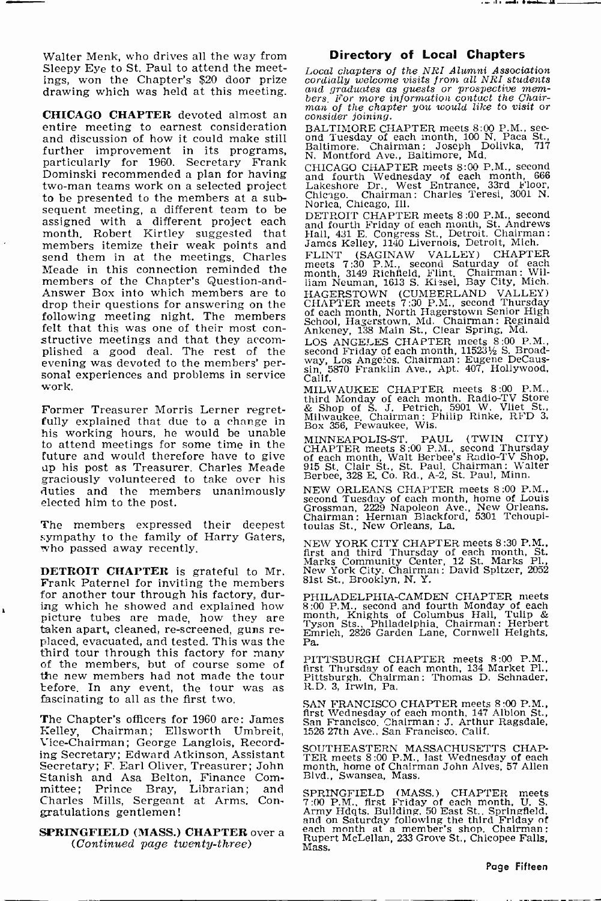Walter Menk, who drives all the way from Sleepy Eye to St. Paul to attend the meetings, won the Chapter's $20 door prize drawing which was held at this meeting.

**CHICAGO CHAPTER** devoted almost an entire meeting to earnest consideration and discussion of how it could make still further improvement in its programs, particularly for 1960. Secretary Frank Dominski recommended a plan for having two-man teams work on a selected project to be presented to the members at a subsequent meeting, a different team to be assigned with a different project each month. Robert Kirtley suggested that members itemize their weak points and send them in at the meetings. Charles Meade in this connection reminded the members of the Chapter's Question-and-Answer Box into which members are to drop their questions for answering on the following meeting night. The members felt that this was one of their most constructive meetings and that they accomplished a good deal. The rest of the evening was devoted to the members' personal experiences and problems in service work.

Former Treasurer Morris Lerner regretfully explained that due to a change in his working hours, he would be unable to attend meetings for some time in the future and would therefore have to give up his post as Treasurer. Charles Meade graciously volunteered to take over his duties and the members unanimously elected him to the post.

The members expressed their deepest sympathy to the family of Harry Gaters, who passed away recently.

**DETROIT CHAPTER** is grateful to Mr. Frank Paternel for inviting the members for another tour through his factory, during which he showed and explained how picture tubes are made, how they are taken apart, cleaned, re-screened, guns replaced, evacuated, and tested. This was the third tour through this factory for many of the members, but of course some of the new members had not made the tour before. In any event, the tour was as fascinating to all as the first two.

The Chapter's officers for 1960 are: James Kelley, Chairman; Ellsworth Umbreit, Vice-Chairman; George Langlois, Recording Secretary; Edward Atkinson, Assistant Secretary; F. Earl Oliver, Treasurer; John Stanish and Asa Belton, Finance Committee; Prince Bray, Librarian; and Charles Mills, Sergeant at Arms. Congratulations gentlemen!

**SPRINGFIELD (MASS.) CHAPTER** over a

*(Continued page twenty-three)*

## Directory of Local Chapters

*Local chapters of the NRI Alumni Association cordially welcome visits from all NRI students and graduates as guests or prospective members. For more information contact the Chairman of the chapter you would like to visit or consider joining.*

BALTIMORE CHAPTER meets 8:00 P.M., second Tuesday of each month, 100 N. Paca St., Baltimore. Chairman: Joseph Dolivka, 717 N. Montford Ave., Baltimore, Md.

CHICAGO CHAPTER meets 8:00 P.M., second and fourth Wednesday of each month, 666 Lakeshore Dr., West Entrance, 33rd Floor, Chicago. Chairman: Charles Teresi, 3001 N. Norica, Chicago, Ill.

DETROIT CHAPTER meets 8:00 P.M., second and fourth Friday of each month, St. Andrews Hall, 431 E. Congress St., Detroit. Chairman: James Kelley, 1140 Livernois, Detroit, Mich.

FLINT (SAGINAW VALLEY) CHAPTER meets 7:30 P.M., second Saturday of each month, 3149 Richfield, Flint. Chairman: William Neuman, 1613 S. Kiesel, Bay City, Mich.

HAGERSTOWN (CUMBERLAND VALLEY) CHAPTER meets 7:30 P.M., second Thursday of each month, North Hagerstown Senior High School, Hagerstown, Md. Chairman: Reginald Ankeney, 138 Main St., Clear Spring, Md.

LOS ANGELES CHAPTER meets 8:00 P.M., second Friday of each month, 11523½ S. Broadway, Los Angeles. Chairman: Eugene DeCaussin, 5870 Franklin Ave., Apt. 407, Hollywood, Calif.

MILWAUKEE CHAPTER meets 8:00 P.M., third Monday of each month. Radio-TV Store & Shop of S. J. Petrich, 5901 W. Vliet St., Milwaukee. Chairman: Philip Rinke, RFD 3, Box 356, Pewaukee, Wis.

MINNEAPOLIS-ST. PAUL (TWIN CITY) CHAPTER meets 8:00 P.M., second Thursday of each month, Walt Berbee's Radio-TV Shop, 915 St. Clair St., St. Paul. Chairman: Walter Berbee, 328 E. Co. Rd., A-2, St. Paul, Minn.

NEW ORLEANS CHAPTER meets 8:00 P.M., second Tuesday of each month, home of Louis Grossman, 2229 Napoleon Ave., New Orleans. Chairman: Herman Blackford, 5301 Tchoupitoulas St., New Orleans, La.

NEW YORK CITY CHAPTER meets 8:30 P.M., first and third Thursday of each month, St. Marks Community Center, 12 St. Marks Pl., New York City. Chairman: David Spitzer, 2052 81st St., Brooklyn, N. Y.

PHILADELPHIA-CAMDEN CHAPTER meets 8:00 P.M., second and fourth Monday of each month, Knights of Columbus Hall, Tulip & Tyson Sts., Philadelphia. Chairman: Herbert Emrich, 2826 Garden Lane, Cornwell Heights, Pa.

PITTSBURGH CHAPTER meets 8:00 P.M., first Thursday of each month, 134 Market Pl., Pittsburgh. Chairman: Thomas D. Schnader, R.D. 3, Irwin, Pa.

SAN FRANCISCO CHAPTER meets 8:00 P.M., first Wednesday of each month, 147 Albion St., San Francisco. Chairman: J. Arthur Ragsdale, 1526 27th Ave., San Francisco. Calif.

SOUTHEASTERN MASSACHUSETTS CHAPTER meets 8:00 P.M., last Wednesday of each month, home of Chairman John Alves, 57 Allen Blvd., Swansea, Mass.

SPRINGFIELD (MASS.) CHAPTER meets 7:00 P.M., first Friday of each month, U. S. Army Hdqts. Building, 50 East St., Springfield, and on Saturday following the third Friday of each month at a member's shop. Chairman: Rupert McLellan, 233 Grove St., Chicopee Falls, Mass.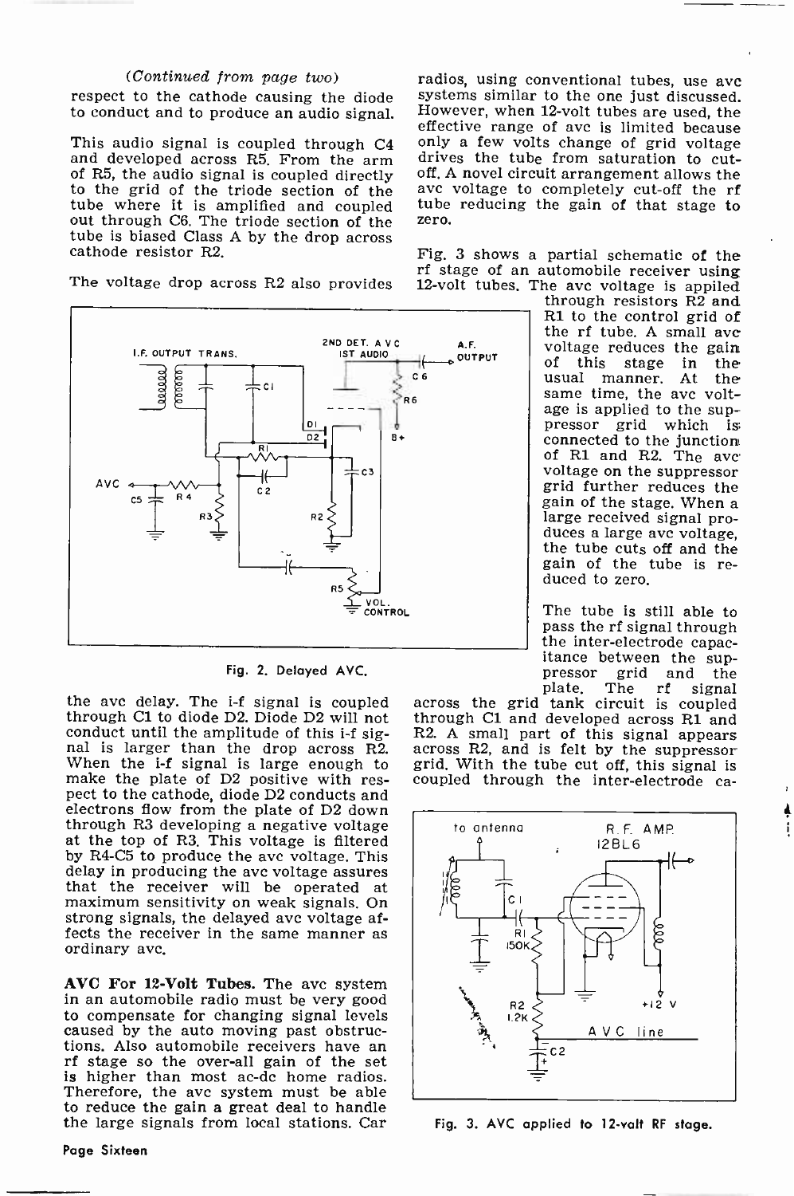*(Continued from page two)*

respect to the cathode causing the diode to conduct and to produce an audio signal.

This audio signal is coupled through C4 and developed across R5. From the arm of R5, the audio signal is coupled directly to the grid of the triode section of the tube where it is amplified and coupled out through C6. The triode section of the tube is biased Class A by the drop across cathode resistor R2.

The voltage drop across R2 also provides the avc delay. The i-f signal is coupled through C1 to diode D2. Diode D2 will not conduct until the amplitude of this i-f signal is larger than the drop across R2. When the i-f signal is large enough to make the plate of D2 positive with respect to the cathode, diode D2 conducts and electrons flow from the plate of D2 down through R3 developing a negative voltage at the top of R3. This voltage is filtered by R4-C5 to produce the avc voltage. This delay in producing the avc voltage assures that the receiver will be operated at maximum sensitivity on weak signals. On strong signals, the delayed avc voltage affects the receiver in the same manner as ordinary avc.

Fig. 2. Delayed AVC.

**AVC For 12-Volt Tubes.** The avc system in an automobile radio must be very good to compensate for changing signal levels caused by the auto moving past obstructions. Also automobile receivers have an rf stage so the over-all gain of the set is higher than most ac-dc home radios. Therefore, the avc system must be able to reduce the gain a great deal to handle the large signals from local stations. Car radios, using conventional tubes, use avc systems similar to the one just discussed. However, when 12-volt tubes are used, the effective range of avc is limited because only a few volts change of grid voltage drives the tube from saturation to cut-off. A novel circuit arrangement allows the avc voltage to completely cut-off the rf tube reducing the gain of that stage to zero.

Fig. 3 shows a partial schematic of the rf stage of an automobile receiver using 12-volt tubes. The avc voltage is applied through resistors R2 and R1 to the control grid of the rf tube. A small avc voltage reduces the gain of this stage in the usual manner. At the same time, the avc voltage is applied to the suppressor grid which is connected to the junction of R1 and R2. The avc voltage on the suppressor grid further reduces the gain of the stage. When a large received signal produces a large avc voltage, the tube cuts off and the gain of the tube is reduced to zero.

The tube is still able to pass the rf signal through the inter-electrode capacitance between the suppressor grid and the plate. The rf signal across the grid tank circuit is coupled through C1 and developed across R1 and R2. A small part of this signal appears across R2, and is felt by the suppressor grid. With the tube cut off, this signal is coupled through the inter-electrode ca-

Fig. 3. AVC applied to 12-volt RF stage.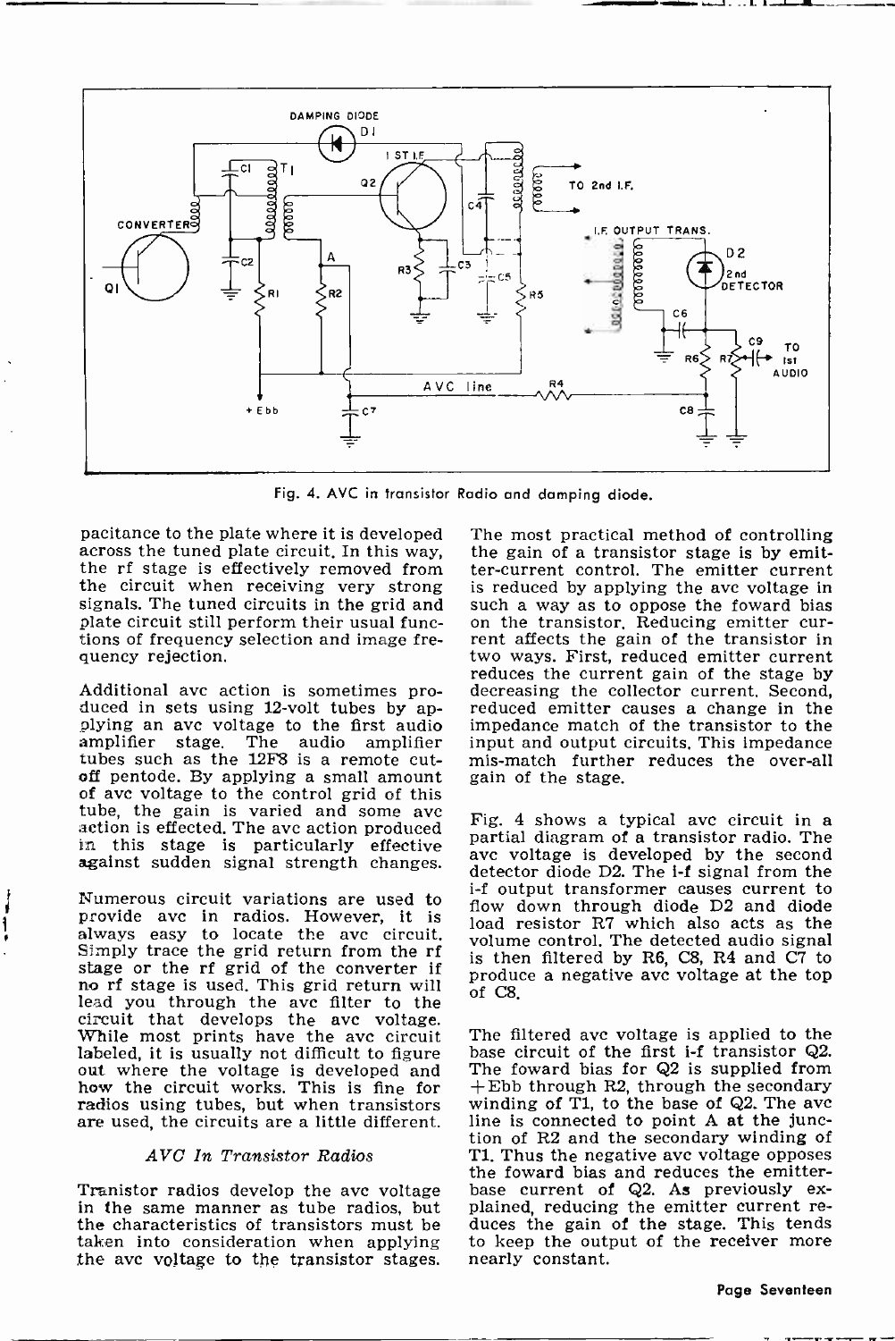Fig. 4. AVC in transistor Radio and damping diode.

pacitance to the plate where it is developed across the tuned plate circuit. In this way, the rf stage is effectively removed from the circuit when receiving very strong signals. The tuned circuits in the grid and plate circuit still perform their usual functions of frequency selection and image frequency rejection.

Additional avc action is sometimes produced in sets using 12-volt tubes by applying an avc voltage to the first audio amplifier stage. The audio amplifier tubes such as the 12F8 is a remote cut-off pentode. By applying a small amount of avc voltage to the control grid of this tube, the gain is varied and some avc action is effected. The avc action produced in this stage is particularly effective against sudden signal strength changes.

Numerous circuit variations are used to provide avc in radios. However, it is always easy to locate the avc circuit. Simply trace the grid return from the rf stage or the rf grid of the converter if no rf stage is used. This grid return will lead you through the avc filter to the circuit that develops the avc voltage. While most prints have the avc circuit labeled, it is usually not difficult to figure out where the voltage is developed and how the circuit works. This is fine for radios using tubes, but when transistors are used, the circuits are a little different.

### *AVC In Transistor Radios*

Tranistor radios develop the avc voltage in the same manner as tube radios, but the characteristics of transistors must be taken into consideration when applying the avc voltage to the transistor stages. The most practical method of controlling the gain of a transistor stage is by emitter-current control. The emitter current is reduced by applying the avc voltage in such a way as to oppose the foward bias on the transistor. Reducing emitter current affects the gain of the transistor in two ways. First, reduced emitter current reduces the current gain of the stage by decreasing the collector current. Second, reduced emitter causes a change in the impedance match of the transistor to the input and output circuits. This impedance mis-match further reduces the over-all gain of the stage.

Fig. 4 shows a typical avc circuit in a partial diagram of a transistor radio. The avc voltage is developed by the second detector diode D2. The i-f signal from the i-f output transformer causes current to flow down through diode D2 and diode load resistor R7 which also acts as the volume control. The detected audio signal is then filtered by R6, C8, R4 and C7 to produce a negative avc voltage at the top of C8.

The filtered avc voltage is applied to the base circuit of the first i-f transistor Q2. The foward bias for Q2 is supplied from +Ebb through R2, through the secondary winding of T1, to the base of Q2. The avc line is connected to point A at the junction of R2 and the secondary winding of T1. Thus the negative avc voltage opposes the foward bias and reduces the emitter-base current of Q2. As previously explained, reducing the emitter current reduces the gain of the stage. This tends to keep the output of the receiver more nearly constant.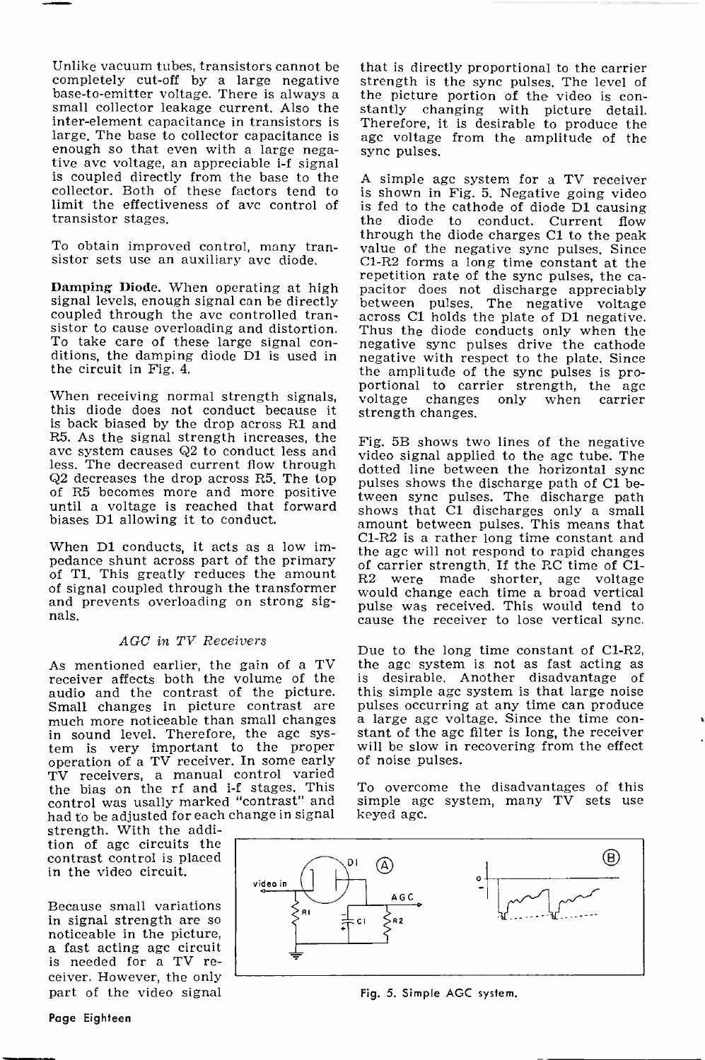Unlike vacuum tubes, transistors cannot be completely cut-off by a large negative base-to-emitter voltage. There is always a small collector leakage current. Also the inter-element capacitance in transistors is large. The base to collector capacitance is enough so that even with a large negative avc voltage, an appreciable i-f signal is coupled directly from the base to the collector. Both of these factors tend to limit the effectiveness of avc control of transistor stages.

To obtain improved control, many transistor sets use an auxiliary avc diode.

**Damping Diode.** When operating at high signal levels, enough signal can be directly coupled through the avc controlled transistor to cause overloading and distortion. To take care of these large signal conditions, the damping diode D1 is used in the circuit in Fig. 4.

When receiving normal strength signals, this diode does not conduct because it is back biased by the drop across R1 and R5. As the signal strength increases, the avc system causes Q2 to conduct less and less. The decreased current flow through Q2 decreases the drop across R5. The top of R5 becomes more and more positive until a voltage is reached that forward biases D1 allowing it to conduct.

When D1 conducts, it acts as a low impedance shunt across part of the primary of T1. This greatly reduces the amount of signal coupled through the transformer and prevents overloading on strong signals.

### *AGC in TV Receivers*

As mentioned earlier, the gain of a TV receiver affects both the volume of the audio and the contrast of the picture. Small changes in picture contrast are much more noticeable than small changes in sound level. Therefore, the agc system is very important to the proper operation of a TV receiver. In some early TV receivers, a manual control varied the bias on the rf and i-f stages. This control was usally marked "contrast" and had to be adjusted for each change in signal strength. With the addition of agc circuits the contrast control is placed in the video circuit.

Because small variations in signal strength are so noticeable in the picture, a fast acting agc circuit is needed for a TV receiver. However, the only part of the video signal that is directly proportional to the carrier strength is the sync pulses. The level of the picture portion of the video is constantly changing with picture detail. Therefore, it is desirable to produce the agc voltage from the amplitude of the sync pulses.

A simple agc system for a TV receiver is shown in Fig. 5. Negative going video is fed to the cathode of diode D1 causing the diode to conduct. Current flow through the diode charges C1 to the peak value of the negative sync pulses. Since C1-R2 forms a long time constant at the repetition rate of the sync pulses, the capacitor does not discharge appreciably between pulses. The negative voltage across C1 holds the plate of D1 negative. Thus the diode conducts only when the negative sync pulses drive the cathode negative with respect to the plate. Since the amplitude of the sync pulses is proportional to carrier strength, the agc voltage changes only when carrier strength changes.

Fig. 5B shows two lines of the negative video signal applied to the agc tube. The dotted line between the horizontal sync pulses shows the discharge path of C1 between sync pulses. The discharge path shows that C1 discharges only a small amount between pulses. This means that C1-R2 is a rather long time constant and the agc will not respond to rapid changes of carrier strength. If the RC time of C1-R2 were made shorter, agc voltage would change each time a broad vertical pulse was received. This would tend to cause the receiver to lose vertical sync.

Due to the long time constant of C1-R2, the agc system is not as fast acting as is desirable. Another disadvantage of this simple agc system is that large noise pulses occurring at any time can produce a large agc voltage. Since the time constant of the agc filter is long, the receiver will be slow in recovering from the effect of noise pulses.

To overcome the disadvantages of this simple agc system, many TV sets use keyed agc.

Fig. 5. Simple AGC system.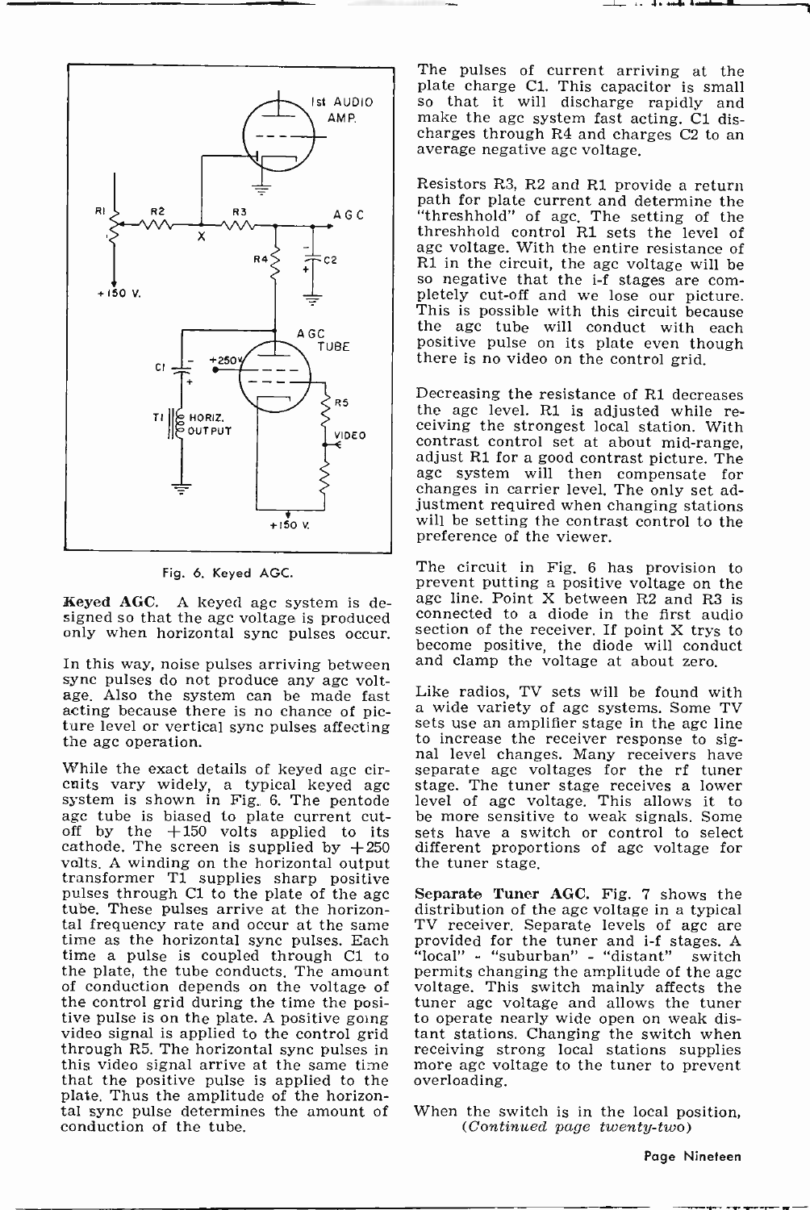Fig. 6. Keyed AGC.

**Keyed AGC.** A keyed agc system is designed so that the agc voltage is produced only when horizontal sync pulses occur.

In this way, noise pulses arriving between sync pulses do not produce any agc voltage. Also the system can be made fast acting because there is no chance of picture level or vertical sync pulses affecting the agc operation.

While the exact details of keyed agc circuits vary widely, a typical keyed agc system is shown in Fig. 6. The pentode agc tube is biased to plate current cut-off by the +150 volts applied to its cathode. The screen is supplied by +250 volts. A winding on the horizontal output transformer T1 supplies sharp positive pulses through C1 to the plate of the agc tube. These pulses arrive at the horizontal frequency rate and occur at the same time as the horizontal sync pulses. Each time a pulse is coupled through C1 to the plate, the tube conducts. The amount of conduction depends on the voltage of the control grid during the time the positive pulse is on the plate. A positive going video signal is applied to the control grid through R5. The horizontal sync pulses in this video signal arrive at the same time that the positive pulse is applied to the plate. Thus the amplitude of the horizontal sync pulse determines the amount of conduction of the tube.

The pulses of current arriving at the plate charge C1. This capacitor is small so that it will discharge rapidly and make the agc system fast acting. C1 discharges through R4 and charges C2 to an average negative agc voltage.

Resistors R3, R2 and R1 provide a return path for plate current and determine the "threshhold" of agc. The setting of the threshhold control R1 sets the level of agc voltage. With the entire resistance of R1 in the circuit, the agc voltage will be so negative that the i-f stages are completely cut-off and we lose our picture. This is possible with this circuit because the agc tube will conduct with each positive pulse on its plate even though there is no video on the control grid.

Decreasing the resistance of R1 decreases the agc level. R1 is adjusted while receiving the strongest local station. With contrast control set at about mid-range, adjust R1 for a good contrast picture. The agc system will then compensate for changes in carrier level. The only set adjustment required when changing stations will be setting the contrast control to the preference of the viewer.

The circuit in Fig. 6 has provision to prevent putting a positive voltage on the agc line. Point X between R2 and R3 is connected to a diode in the first audio section of the receiver. If point X trys to become positive, the diode will conduct and clamp the voltage at about zero.

Like radios, TV sets will be found with a wide variety of agc systems. Some TV sets use an amplifier stage in the agc line to increase the receiver response to signal level changes. Many receivers have separate agc voltages for the rf tuner stage. The tuner stage receives a lower level of agc voltage. This allows it to be more sensitive to weak signals. Some sets have a switch or control to select different proportions of agc voltage for the tuner stage.

**Separate Tuner AGC.** Fig. 7 shows the distribution of the agc voltage in a typical TV receiver. Separate levels of agc are provided for the tuner and i-f stages. A "local" - "suburban" - "distant" switch permits changing the amplitude of the agc voltage. This switch mainly affects the tuner agc voltage and allows the tuner to operate nearly wide open on weak distant stations. Changing the switch when receiving strong local stations supplies more agc voltage to the tuner to prevent overloading.

When the switch is in the local position, *(Continued page twenty-two)*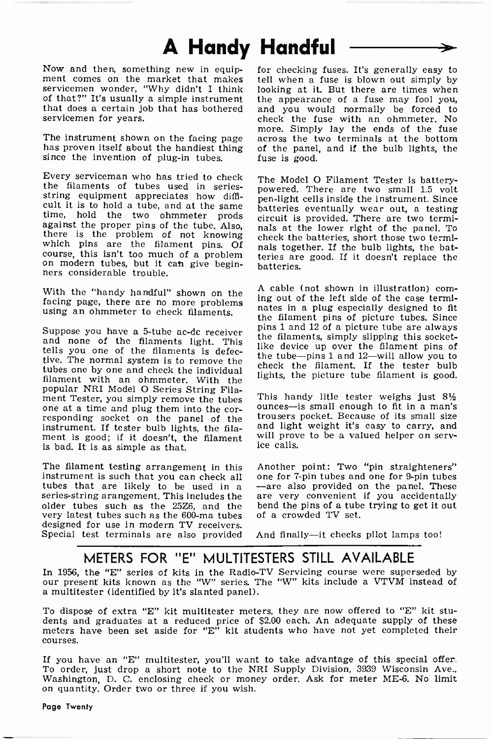# A Handy Handful →

Now and then, something new in equipment comes on the market that makes servicemen wonder, "Why didn't I think of that?" It's usually a simple instrument that does a certain job that has bothered servicemen for years.

The instrument shown on the facing page has proven itself about the handiest thing since the invention of plug-in tubes.

Every serviceman who has tried to check the filaments of tubes used in series-string equipment appreciates how difficult it is to hold a tube, and at the same time, hold the two ohmmeter prods against the proper pins of the tube. Also, there is the problem of not knowing which pins are the filament pins. Of course, this isn't too much of a problem on modern tubes, but it can give beginners considerable trouble.

With the "handy handful" shown on the facing page, there are no more problems using an ohmmeter to check filaments.

Suppose you have a 5-tube ac-dc receiver and none of the filaments light. This tells you one of the filaments is defective. The normal system is to remove the tubes one by one and check the individual filament with an ohmmeter. With the popular NRI Model O Series String Filament Tester, you simply remove the tubes one at a time and plug them into the corresponding socket on the panel of the instrument. If tester bulb lights, the filament is good; if it doesn't, the filament is bad. It is as simple as that.

The filament testing arrangement in this instrument is such that you can check all tubes that are likely to be used in a series-string arangement. This includes the older tubes such as the 25Z6, and the very latest tubes such as the 600-ma tubes designed for use in modern TV receivers. Special test terminals are also provided for checking fuses. It's generally easy to tell when a fuse is blown out simply by looking at it. But there are times when the appearance of a fuse may fool you, and you would normally be forced to check the fuse with an ohmmeter. No more. Simply lay the ends of the fuse across the two terminals at the bottom of the panel, and if the bulb lights, the fuse is good.

The Model O Filament Tester is battery-powered. There are two small 1.5 volt pen-light cells inside the instrument. Since batteries eventually wear out, a testing circuit is provided. There are two terminals at the lower right of the panel. To check the batteries, short those two terminals together. If the bulb lights, the batteries are good. If it doesn't replace the batteries.

A cable (not shown in illustration) coming out of the left side of the case terminates in a plug especially designed to fit the filament pins of picture tubes. Since pins 1 and 12 of a picture tube are always the filaments, simply slipping this socket-like device up over the filament pins of the tube—pins 1 and 12—will allow you to check the filament. If the tester bulb lights, the picture tube filament is good.

This handy litle tester weighs just 8½ ounces—is small enough to fit in a man's trousers pocket. Because of its small size and light weight it's easy to carry, and will prove to be a valued helper on service calls.

Another point: Two "pin straighteners" one for 7-pin tubes and one for 9-pin tubes —are also provided on the panel. These are very convenient if you accidentally bend the pins of a tube trying to get it out of a crowded TV set.

And finally—it checks pilot lamps too!

## METERS FOR "E" MULTITESTERS STILL AVAILABLE

In 1956, the "E" series of kits in the Radio-TV Servicing course were superseded by our present kits known as the "W" series. The "W" kits include a VTVM instead of a multitester (identified by it's slanted panel).

To dispose of extra "E" kit multitester meters, they are now offered to "E" kit students and graduates at a reduced price of $2.00 each. An adequate supply of these meters have been set aside for "E" kit students who have not yet completed their courses.

If you have an "E" multitester, you'll want to take advantage of this special offer. To order, just drop a short note to the NRI Supply Division, 3939 Wisconsin Ave., Washington, D. C. enclosing check or money order. Ask for meter ME-6. No limit on quantity. Order two or three if you wish.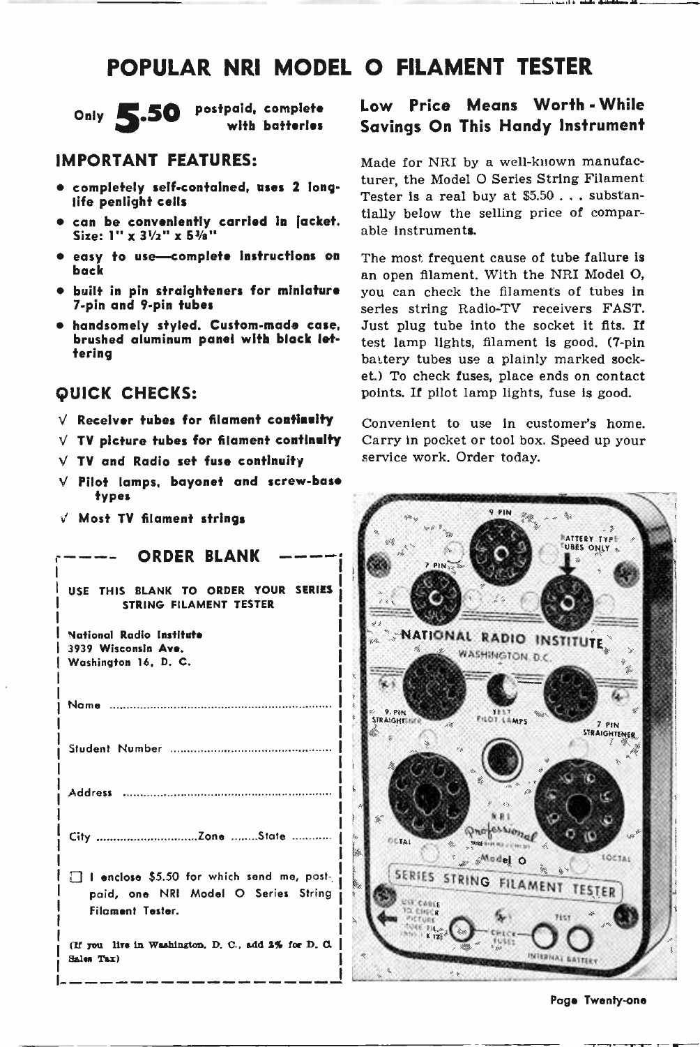# POPULAR NRI MODEL O FILAMENT TESTER

Only **5.50** postpaid, complete with batteries

## IMPORTANT FEATURES:

- **completely self-contained, uses 2 long-life penlight cells**
- **can be conveniently carried in jacket. Size: 1" x 3½" x 5⅜"**
- **easy to use—complete instructions on back**
- **built in pin straighteners for miniature 7-pin and 9-pin tubes**
- **handsomely styled. Custom-made case, brushed aluminum panel with black lettering**

## QUICK CHECKS:

√ **Receiver tubes for filament continuity**

√ **TV picture tubes for filament continuity**

√ **TV and Radio set fuse continuity**

√ **Pilot lamps, bayonet and screw-base types**

√ **Most TV filament strings**

## ORDER BLANK

USE THIS BLANK TO ORDER YOUR SERIES STRING FILAMENT TESTER

National Radio Institute
3939 Wisconsin Ave.
Washington 16, D. C.

Name ..........................................................

Student Number ..........................................

Address ......................................................

City ...............................Zone ........State ............

☐ I enclose $5.50 for which send me, postpaid, one NRI Model O Series String Filament Tester.

(If you live in Washington, D. C., add 2% for D. C. Sales Tax)

## Low Price Means Worth-While Savings On This Handy Instrument

Made for NRI by a well-known manufacturer, the Model O Series String Filament Tester is a real buy at $5.50 . . . substantially below the selling price of comparable instruments.

The most frequent cause of tube failure is an open filament. With the NRI Model O, you can check the filaments of tubes in series string Radio-TV receivers FAST. Just plug tube into the socket it fits. If test lamp lights, filament is good. (7-pin battery tubes use a plainly marked socket.) To check fuses, place ends on contact points. If pilot lamp lights, fuse is good.

Convenient to use in customer's home. Carry in pocket or tool box. Speed up your service work. Order today.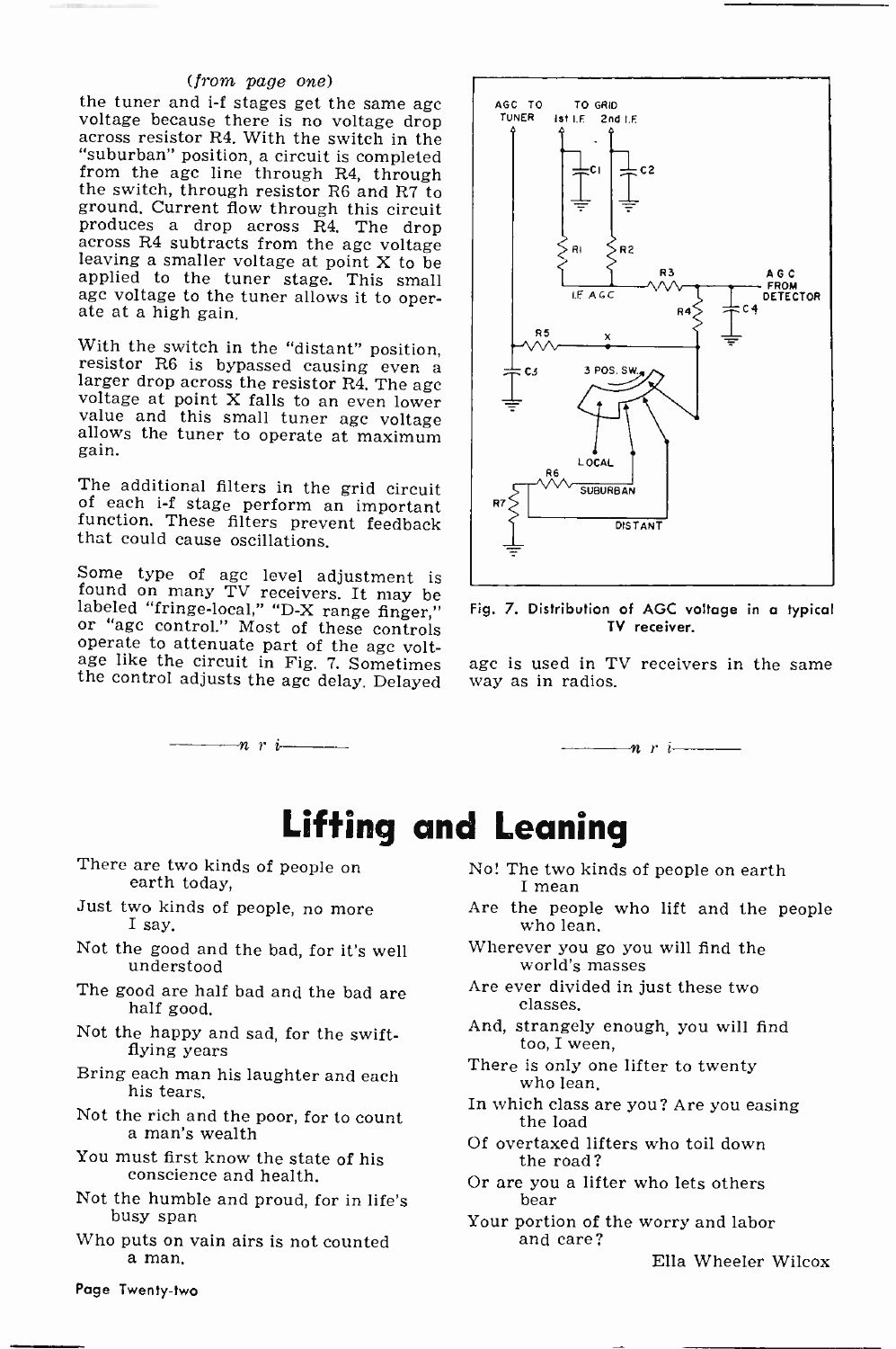*(from page one)*

the tuner and i-f stages get the same agc voltage because there is no voltage drop across resistor R4. With the switch in the "suburban" position, a circuit is completed from the agc line through R4, through the switch, through resistor R6 and R7 to ground. Current flow through this circuit produces a drop across R4. The drop across R4 subtracts from the agc voltage leaving a smaller voltage at point X to be applied to the tuner stage. This small agc voltage to the tuner allows it to operate at a high gain.

With the switch in the "distant" position, resistor R6 is bypassed causing even a larger drop across the resistor R4. The agc voltage at point X falls to an even lower value and this small tuner agc voltage allows the tuner to operate at maximum gain.

The additional filters in the grid circuit of each i-f stage perform an important function. These filters prevent feedback that could cause oscillations.

Some type of agc level adjustment is found on many TV receivers. It may be labeled "fringe-local," "D-X range finger," or "agc control." Most of these controls operate to attenuate part of the agc voltage like the circuit in Fig. 7. Sometimes the control adjusts the agc delay. Delayed agc is used in TV receivers in the same way as in radios.

Fig. 7. Distribution of AGC voltage in a typical TV receiver.

---

# Lifting and Leaning

There are two kinds of people on earth today,  
Just two kinds of people, no more I say.  
Not the good and the bad, for it's well understood  
The good are half bad and the bad are half good.  
Not the happy and sad, for the swift-flying years  
Bring each man his laughter and each his tears.  
Not the rich and the poor, for to count a man's wealth  
You must first know the state of his conscience and health.  
Not the humble and proud, for in life's busy span  
Who puts on vain airs is not counted a man.  
No! The two kinds of people on earth I mean  
Are the people who lift and the people who lean.  
Wherever you go you will find the world's masses  
Are ever divided in just these two classes.  
And, strangely enough, you will find too, I ween,  
There is only one lifter to twenty who lean.  
In which class are you? Are you easing the load  
Of overtaxed lifters who toil down the road?  
Or are you a lifter who lets others bear  
Your portion of the worry and labor and care?

Ella Wheeler Wilcox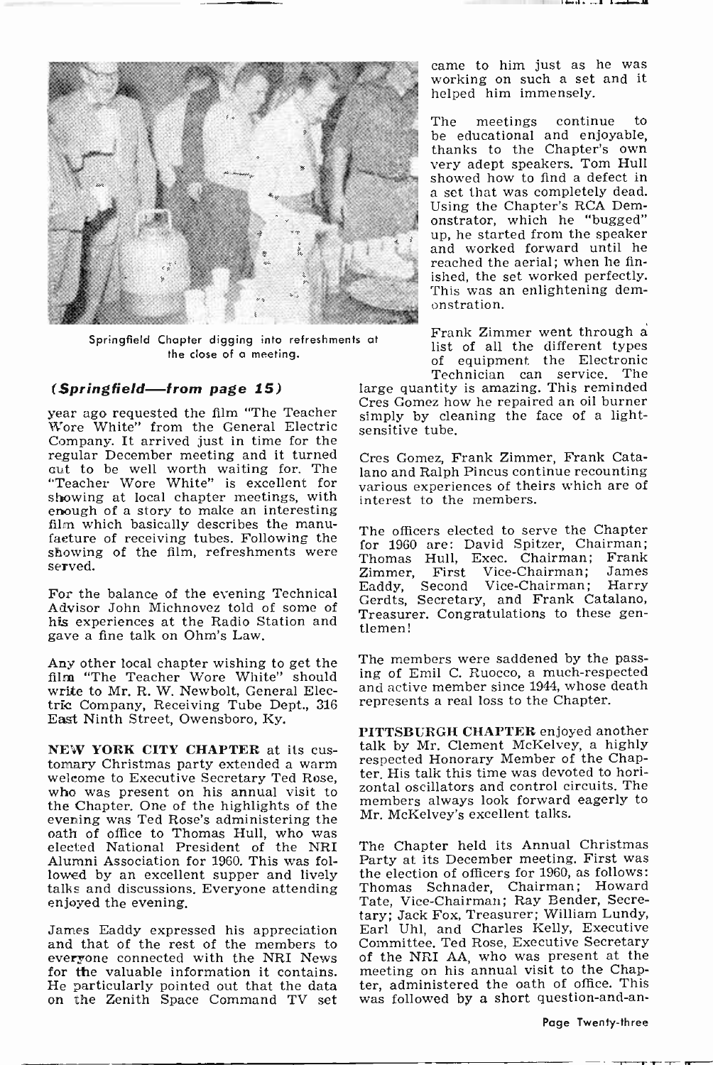Springfield Chapter digging into refreshments at the close of a meeting.

***(Springfield—from page 15)***

year ago requested the film "The Teacher Wore White" from the General Electric Company. It arrived just in time for the regular December meeting and it turned out to be well worth waiting for. The "Teacher Wore White" is excellent for showing at local chapter meetings, with enough of a story to make an interesting film which basically describes the manufacture of receiving tubes. Following the showing of the film, refreshments were served.

For the balance of the evening Technical Advisor John Michnovez told of some of his experiences at the Radio Station and gave a fine talk on Ohm's Law.

Any other local chapter wishing to get the film "The Teacher Wore White" should write to Mr. R. W. Newbolt, General Electric Company, Receiving Tube Dept., 316 East Ninth Street, Owensboro, Ky.

**NEW YORK CITY CHAPTER** at its customary Christmas party extended a warm welcome to Executive Secretary Ted Rose, who was present on his annual visit to the Chapter. One of the highlights of the evening was Ted Rose's administering the oath of office to Thomas Hull, who was elected National President of the NRI Alumni Association for 1960. This was followed by an excellent supper and lively talks and discussions. Everyone attending enjoyed the evening.

James Eaddy expressed his appreciation and that of the rest of the members to everyone connected with the NRI News for the valuable information it contains. He particularly pointed out that the data on the Zenith Space Command TV set came to him just as he was working on such a set and it helped him immensely.

The meetings continue to be educational and enjoyable, thanks to the Chapter's own very adept speakers. Tom Hull showed how to find a defect in a set that was completely dead. Using the Chapter's RCA Demonstrator, which he "bugged" up, he started from the speaker and worked forward until he reached the aerial; when he finished, the set worked perfectly. This was an enlightening demonstration.

Frank Zimmer went through a list of all the different types of equipment the Electronic Technician can service. The large quantity is amazing. This reminded Cres Gomez how he repaired an oil burner simply by cleaning the face of a light-sensitive tube.

Cres Gomez, Frank Zimmer, Frank Catalano and Ralph Pincus continue recounting various experiences of theirs which are of interest to the members.

The officers elected to serve the Chapter for 1960 are: David Spitzer, Chairman; Thomas Hull, Exec. Chairman; Frank Zimmer, First Vice-Chairman; James Eaddy, Second Vice-Chairman; Harry Gerdts, Secretary, and Frank Catalano, Treasurer. Congratulations to these gentlemen!

The members were saddened by the passing of Emil C. Ruocco, a much-respected and active member since 1944, whose death represents a real loss to the Chapter.

**PITTSBURGH CHAPTER** enjoyed another talk by Mr. Clement McKelvey, a highly respected Honorary Member of the Chapter. His talk this time was devoted to horizontal oscillators and control circuits. The members always look forward eagerly to Mr. McKelvey's excellent talks.

The Chapter held its Annual Christmas Party at its December meeting. First was the election of officers for 1960, as follows: Thomas Schnader, Chairman; Howard Tate, Vice-Chairman; Ray Bender, Secretary; Jack Fox, Treasurer; William Lundy, Earl Uhl, and Charles Kelly, Executive Committee. Ted Rose, Executive Secretary of the NRI AA, who was present at the meeting on his annual visit to the Chapter, administered the oath of office. This was followed by a short question-and-an-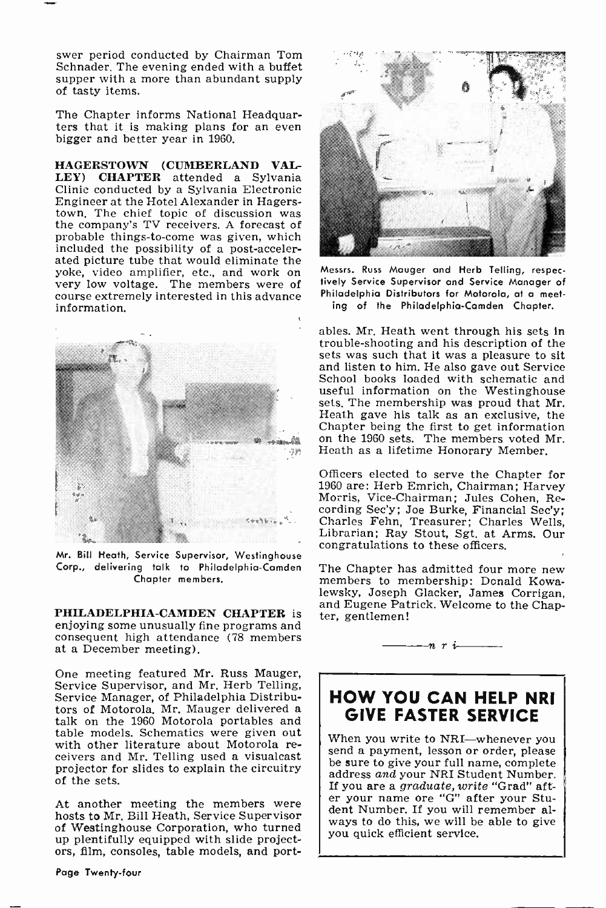swer period conducted by Chairman Tom Schnader. The evening ended with a buffet supper with a more than abundant supply of tasty items.

The Chapter informs National Headquarters that it is making plans for an even bigger and better year in 1960.

**HAGERSTOWN (CUMBERLAND VALLEY) CHAPTER** attended a Sylvania Clinic conducted by a Sylvania Electronic Engineer at the Hotel Alexander in Hagerstown. The chief topic of discussion was the company's TV receivers. A forecast of probable things-to-come was given, which included the possibility of a post-accelerated picture tube that would eliminate the yoke, video amplifier, etc., and work on very low voltage. The members were of course extremely interested in this advance information.

Mr. Bill Heath, Service Supervisor, Westinghouse Corp., delivering talk to Philadelphia-Camden Chapter members.

**PHILADELPHIA-CAMDEN CHAPTER** is enjoying some unusually fine programs and consequent high attendance (78 members at a December meeting).

One meeting featured Mr. Russ Mauger, Service Supervisor, and Mr. Herb Telling, Service Manager, of Philadelphia Distributors of Motorola. Mr. Mauger delivered a talk on the 1960 Motorola portables and table models. Schematics were given out with other literature about Motorola receivers and Mr. Telling used a visualcast projector for slides to explain the circuitry of the sets.

At another meeting the members were hosts to Mr. Bill Heath, Service Supervisor of Westinghouse Corporation, who turned up plentifully equipped with slide projectors, film, consoles, table models, and portables. Mr. Heath went through his sets in trouble-shooting and his description of the sets was such that it was a pleasure to sit and listen to him. He also gave out Service School books loaded with schematic and useful information on the Westinghouse sets. The membership was proud that Mr. Heath gave his talk as an exclusive, the Chapter being the first to get information on the 1960 sets. The members voted Mr. Heath as a lifetime Honorary Member.

Messrs. Russ Mauger and Herb Telling, respectively Service Supervisor and Service Manager of Philadelphia Distributors for Motorola, at a meeting of the Philadelphia-Camden Chapter.

Officers elected to serve the Chapter for 1960 are: Herb Emrich, Chairman; Harvey Morris, Vice-Chairman; Jules Cohen, Recording Sec'y; Joe Burke, Financial Sec'y; Charles Fehn, Treasurer; Charles Wells, Librarian; Ray Stout, Sgt. at Arms. Our congratulations to these officers.

The Chapter has admitted four more new members to membership: Donald Kowalewsky, Joseph Glacker, James Corrigan, and Eugene Patrick. Welcome to the Chapter, gentlemen!

———*n r i*———

## HOW YOU CAN HELP NRI GIVE FASTER SERVICE

When you write to NRI—whenever you send a payment, lesson or order, please be sure to give your full name, complete address *and* your NRI Student Number. If you are a *graduate, write* "Grad" after your name ore "G" after your Student Number. If you will remember always to do this, we will be able to give you quick efficient service.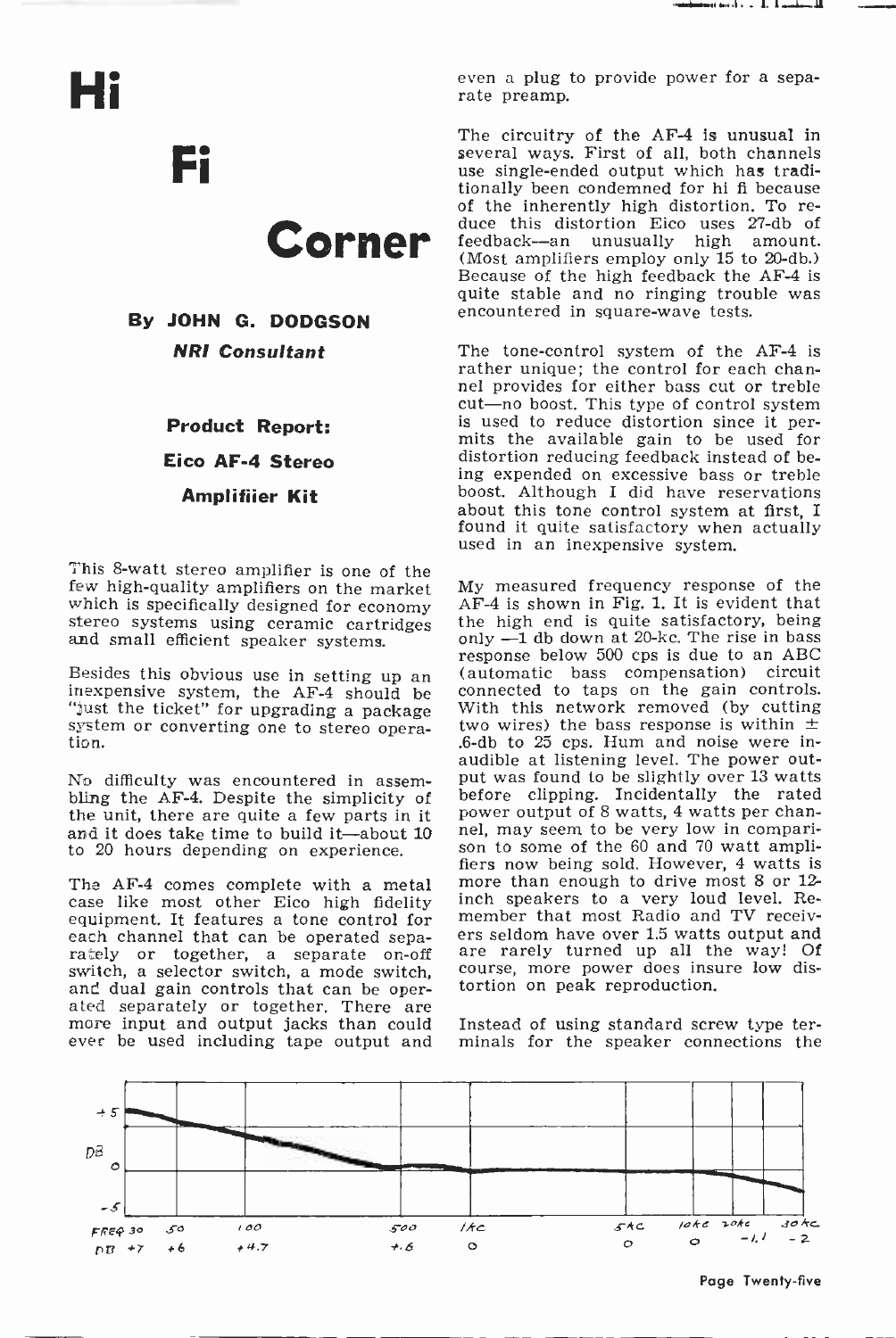# Hi Fi Corner

**By JOHN G. DODGSON**

***NRI Consultant***

## Product Report: Eico AF-4 Stereo Amplifiier Kit

This 8-watt stereo amplifier is one of the few high-quality amplifiers on the market which is specifically designed for economy stereo systems using ceramic cartridges and small efficient speaker systems.

Besides this obvious use in setting up an inexpensive system, the AF-4 should be "just the ticket" for upgrading a package system or converting one to stereo operation.

No difficulty was encountered in assembling the AF-4. Despite the simplicity of the unit, there are quite a few parts in it and it does take time to build it—about 10 to 20 hours depending on experience.

The AF-4 comes complete with a metal case like most other Eico high fidelity equipment. It features a tone control for each channel that can be operated separately or together, a separate on-off switch, a selector switch, a mode switch, and dual gain controls that can be operated separately or together. There are more input and output jacks than could ever be used including tape output and even a plug to provide power for a separate preamp.

The circuitry of the AF-4 is unusual in several ways. First of all, both channels use single-ended output which has traditionally been condemned for hi fi because of the inherently high distortion. To reduce this distortion Eico uses 27-db of feedback—an unusually high amount. (Most amplifiers employ only 15 to 20-db.) Because of the high feedback the AF-4 is quite stable and no ringing trouble was encountered in square-wave tests.

The tone-control system of the AF-4 is rather unique; the control for each channel provides for either bass cut or treble cut—no boost. This type of control system is used to reduce distortion since it permits the available gain to be used for distortion reducing feedback instead of being expended on excessive bass or treble boost. Although I did have reservations about this tone control system at first, I found it quite satisfactory when actually used in an inexpensive system.

My measured frequency response of the AF-4 is shown in Fig. 1. It is evident that the high end is quite satisfactory, being only —1 db down at 20-kc. The rise in bass response below 500 cps is due to an ABC (automatic bass compensation) circuit connected to taps on the gain controls. With this network removed (by cutting two wires) the bass response is within ± .6-db to 25 cps. Hum and noise were inaudible at listening level. The power output was found to be slightly over 13 watts before clipping. Incidentally the rated power output of 8 watts, 4 watts per channel, may seem to be very low in comparison to some of the 60 and 70 watt amplifiers now being sold. However, 4 watts is more than enough to drive most 8 or 12-inch speakers to a very loud level. Remember that most Radio and TV receivers seldom have over 1.5 watts output and are rarely turned up all the way! Of course, more power does insure low distortion on peak reproduction.

Instead of using standard screw type terminals for the speaker connections the

| FREQ | 30 | 50 | 100 | 500 | 1kc | 5kc | 10kc | 20kc | 30kc |
|---|---|---|---|---|---|---|---|---|---|
| DB | +7 | +6 | +4.7 | +.6 | 0 | 0 | 0 | -1.1 | -2 |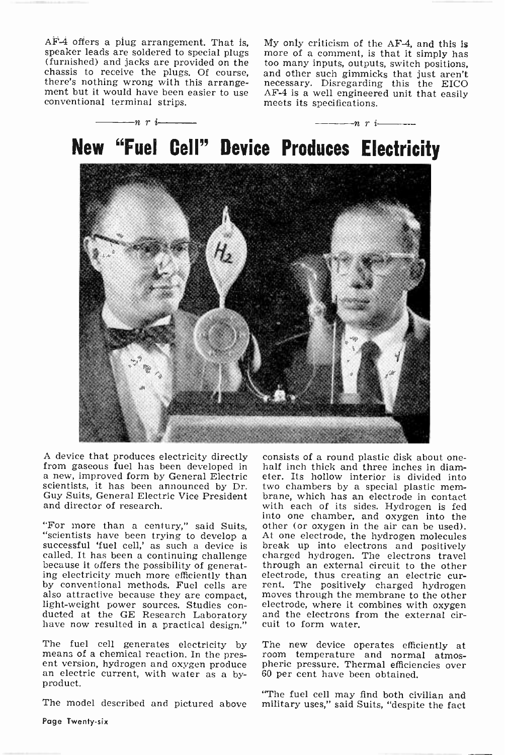AF-4 offers a plug arrangement. That is, speaker leads are soldered to special plugs (furnished) and jacks are provided on the chassis to receive the plugs. Of course, there's nothing wrong with this arrangement but it would have been easier to use conventional terminal strips.

My only criticism of the AF-4, and this is more of a comment, is that it simply has too many inputs, outputs, switch positions, and other such gimmicks that just aren't necessary. Disregarding this the EICO AF-4 is a well engineered unit that easily meets its specifications.

—n r i—

# New "Fuel Cell" Device Produces Electricity

A device that produces electricity directly from gaseous fuel has been developed in a new, improved form by General Electric scientists, it has been announced by Dr. Guy Suits, General Electric Vice President and director of research.

"For more than a century," said Suits, "scientists have been trying to develop a successful 'fuel cell,' as such a device is called. It has been a continuing challenge because it offers the possibility of generating electricity much more efficiently than by conventional methods. Fuel cells are also attractive because they are compact, light-weight power sources. Studies conducted at the GE Research Laboratory have now resulted in a practical design."

The fuel cell generates electricity by means of a chemical reaction. In the present version, hydrogen and oxygen produce an electric current, with water as a by-product.

The model described and pictured above consists of a round plastic disk about one-half inch thick and three inches in diameter. Its hollow interior is divided into two chambers by a special plastic membrane, which has an electrode in contact with each of its sides. Hydrogen is fed into one chamber, and oxygen into the other (or oxygen in the air can be used). At one electrode, the hydrogen molecules break up into electrons and positively charged hydrogen. The electrons travel through an external circuit to the other electrode, thus creating an electric current. The positively charged hydrogen moves through the membrane to the other electrode, where it combines with oxygen and the electrons from the external circuit to form water.

The new device operates efficiently at room temperature and normal atmospheric pressure. Thermal efficiencies over 60 per cent have been obtained.

"The fuel cell may find both civilian and military uses," said Suits, "despite the fact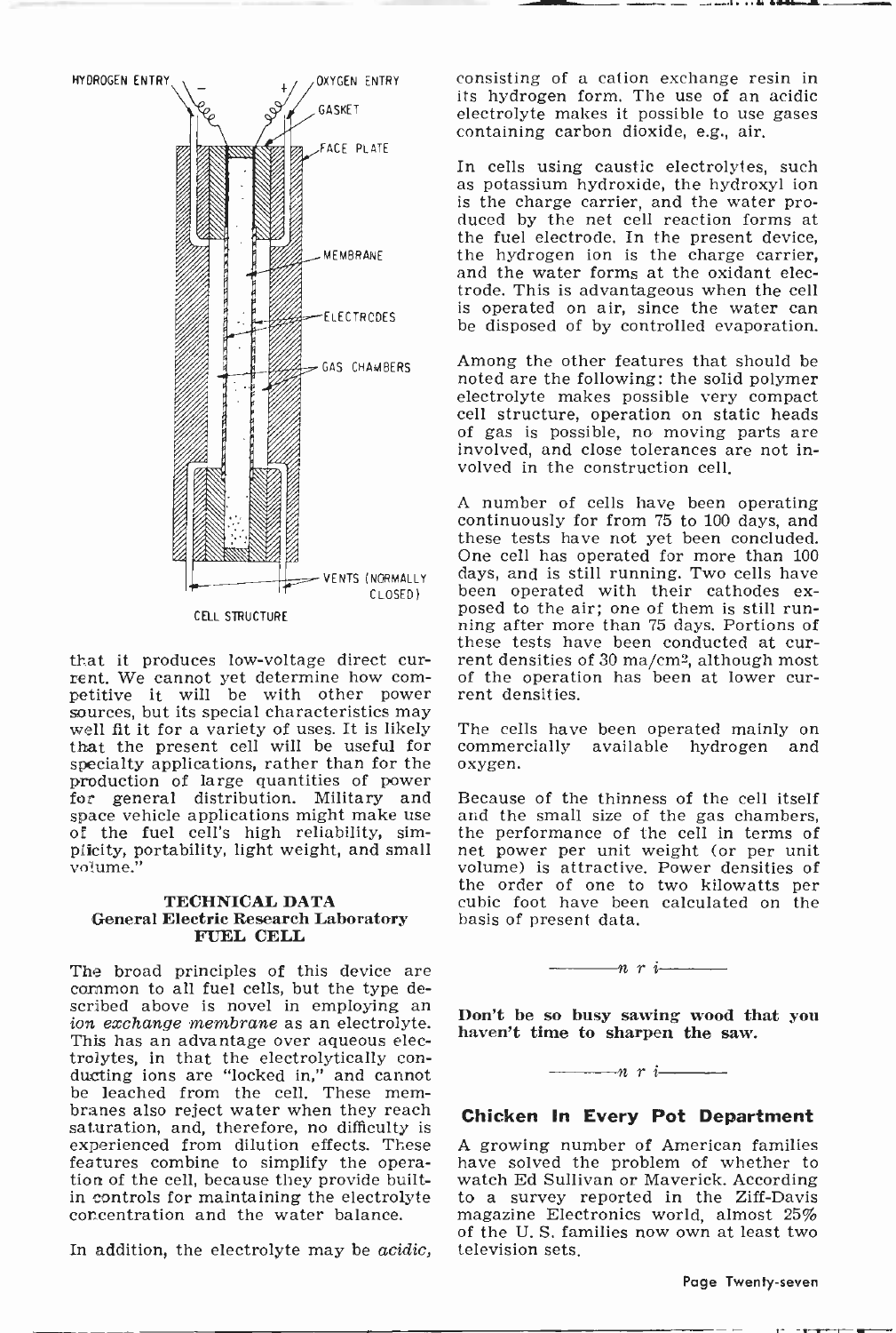HYDROGEN ENTRY — + OXYGEN ENTRY

GASKET

FACE PLATE

MEMBRANE

ELECTRODES

GAS CHAMBERS

VENTS (NORMALLY CLOSED)

CELL STRUCTURE

that it produces low-voltage direct current. We cannot yet determine how competitive it will be with other power sources, but its special characteristics may well fit it for a variety of uses. It is likely that the present cell will be useful for specialty applications, rather than for the production of large quantities of power for general distribution. Military and space vehicle applications might make use of the fuel cell's high reliability, simplicity, portability, light weight, and small volume."

### TECHNICAL DATA
### General Electric Research Laboratory
### FUEL CELL

The broad principles of this device are common to all fuel cells, but the type described above is novel in employing an *ion exchange membrane* as an electrolyte. This has an advantage over aqueous electrolytes, in that the electrolytically conducting ions are "locked in," and cannot be leached from the cell. These membranes also reject water when they reach saturation, and, therefore, no difficulty is experienced from dilution effects. These features combine to simplify the operation of the cell, because they provide built-in controls for maintaining the electrolyte concentration and the water balance.

In addition, the electrolyte may be *acidic*, consisting of a cation exchange resin in its hydrogen form. The use of an acidic electrolyte makes it possible to use gases containing carbon dioxide, e.g., air.

In cells using caustic electrolytes, such as potassium hydroxide, the hydroxyl ion is the charge carrier, and the water produced by the net cell reaction forms at the fuel electrode. In the present device, the hydrogen ion is the charge carrier, and the water forms at the oxidant electrode. This is advantageous when the cell is operated on air, since the water can be disposed of by controlled evaporation.

Among the other features that should be noted are the following: the solid polymer electrolyte makes possible very compact cell structure, operation on static heads of gas is possible, no moving parts are involved, and close tolerances are not involved in the construction cell.

A number of cells have been operating continuously for from 75 to 100 days, and these tests have not yet been concluded. One cell has operated for more than 100 days, and is still running. Two cells have been operated with their cathodes exposed to the air; one of them is still running after more than 75 days. Portions of these tests have been conducted at current densities of 30 ma/cm$^2$, although most of the operation has been at lower current densities.

The cells have been operated mainly on commercially available hydrogen and oxygen.

Because of the thinness of the cell itself and the small size of the gas chambers, the performance of the cell in terms of net power per unit weight (or per unit volume) is attractive. Power densities of the order of one to two kilowatts per cubic foot have been calculated on the basis of present data.

—— n r i ——

**Don't be so busy sawing wood that you haven't time to sharpen the saw.**

—— n r i ——

## Chicken In Every Pot Department

A growing number of American families have solved the problem of whether to watch Ed Sullivan or Maverick. According to a survey reported in the Ziff-Davis magazine Electronics world, almost 25% of the U. S. families now own at least two television sets.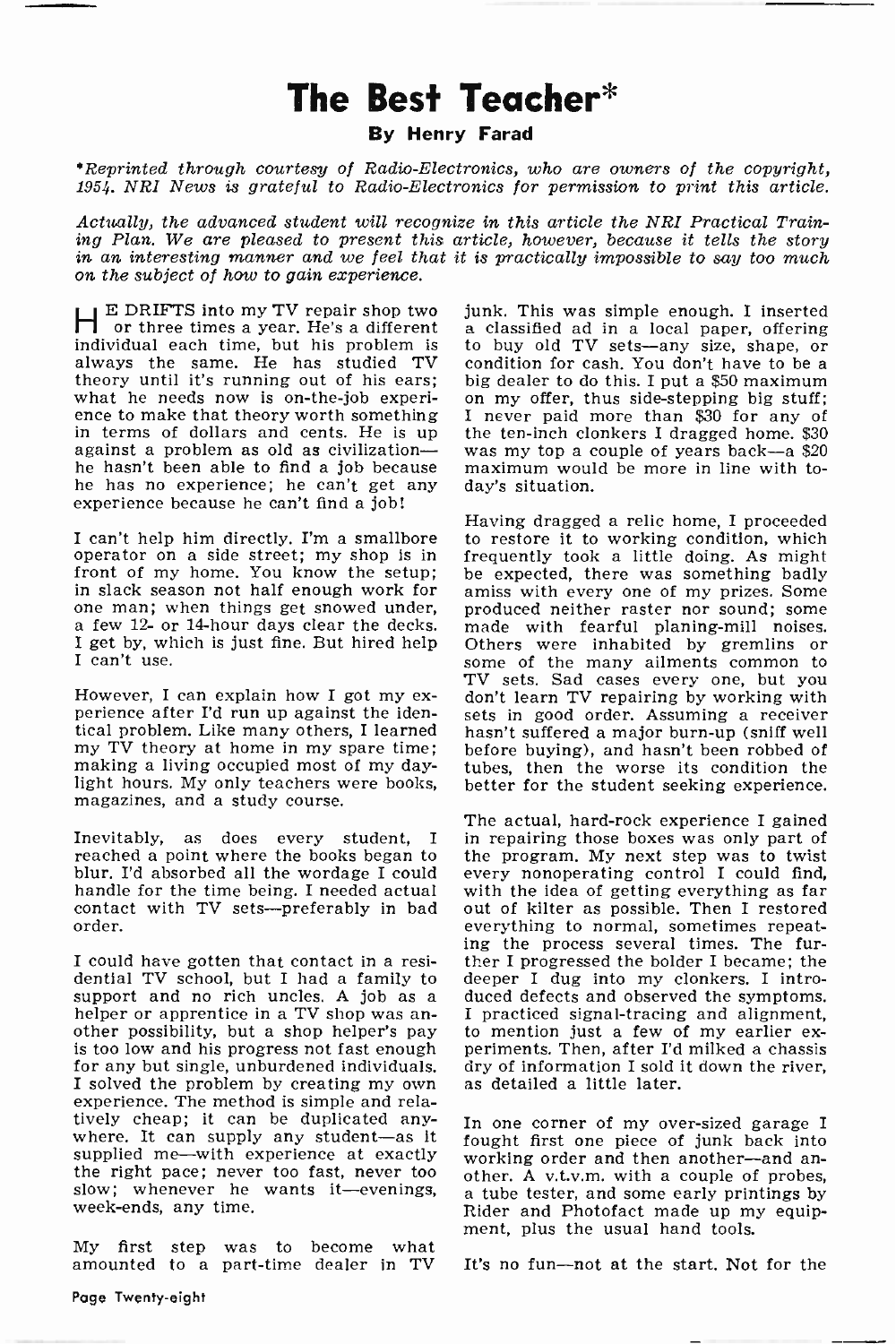# The Best Teacher*

**By Henry Farad**

*\*Reprinted through courtesy of Radio-Electronics, who are owners of the copyright, 1954. NRI News is grateful to Radio-Electronics for permission to print this article.*

*Actually, the advanced student will recognize in this article the NRI Practical Training Plan. We are pleased to present this article, however, because it tells the story in an interesting manner and we feel that it is practically impossible to say too much on the subject of how to gain experience.*

HE DRIFTS into my TV repair shop two or three times a year. He's a different individual each time, but his problem is always the same. He has studied TV theory until it's running out of his ears; what he needs now is on-the-job experience to make that theory worth something in terms of dollars and cents. He is up against a problem as old as civilization—he hasn't been able to find a job because he has no experience; he can't get any experience because he can't find a job!

I can't help him directly. I'm a smallbore operator on a side street; my shop is in front of my home. You know the setup; in slack season not half enough work for one man; when things get snowed under, a few 12- or 14-hour days clear the decks. I get by, which is just fine. But hired help I can't use.

However, I can explain how I got my experience after I'd run up against the identical problem. Like many others, I learned my TV theory at home in my spare time; making a living occupied most of my daylight hours. My only teachers were books, magazines, and a study course.

Inevitably, as does every student, I reached a point where the books began to blur. I'd absorbed all the wordage I could handle for the time being. I needed actual contact with TV sets—preferably in bad order.

I could have gotten that contact in a residential TV school, but I had a family to support and no rich uncles. A job as a helper or apprentice in a TV shop was another possibility, but a shop helper's pay is too low and his progress not fast enough for any but single, unburdened individuals. I solved the problem by creating my own experience. The method is simple and relatively cheap; it can be duplicated anywhere. It can supply any student—as it supplied me—with experience at exactly the right pace; never too fast, never too slow; whenever he wants it—evenings, week-ends, any time.

My first step was to become what amounted to a part-time dealer in TV junk. This was simple enough. I inserted a classified ad in a local paper, offering to buy old TV sets—any size, shape, or condition for cash. You don't have to be a big dealer to do this. I put a $50 maximum on my offer, thus side-stepping big stuff; I never paid more than $30 for any of the ten-inch clonkers I dragged home. $30 was my top a couple of years back—a $20 maximum would be more in line with today's situation.

Having dragged a relic home, I proceeded to restore it to working condition, which frequently took a little doing. As might be expected, there was something badly amiss with every one of my prizes. Some produced neither raster nor sound; some made with fearful planing-mill noises. Others were inhabited by gremlins or some of the many ailments common to TV sets. Sad cases every one, but you don't learn TV repairing by working with sets in good order. Assuming a receiver hasn't suffered a major burn-up (sniff well before buying), and hasn't been robbed of tubes, then the worse its condition the better for the student seeking experience.

The actual, hard-rock experience I gained in repairing those boxes was only part of the program. My next step was to twist every nonoperating control I could find, with the idea of getting everything as far out of kilter as possible. Then I restored everything to normal, sometimes repeating the process several times. The further I progressed the bolder I became; the deeper I dug into my clonkers. I introduced defects and observed the symptoms. I practiced signal-tracing and alignment, to mention just a few of my earlier experiments. Then, after I'd milked a chassis dry of information I sold it down the river, as detailed a little later.

In one corner of my over-sized garage I fought first one piece of junk back into working order and then another—and another. A v.t.v.m. with a couple of probes, a tube tester, and some early printings by Rider and Photofact made up my equipment, plus the usual hand tools.

It's no fun—not at the start. Not for the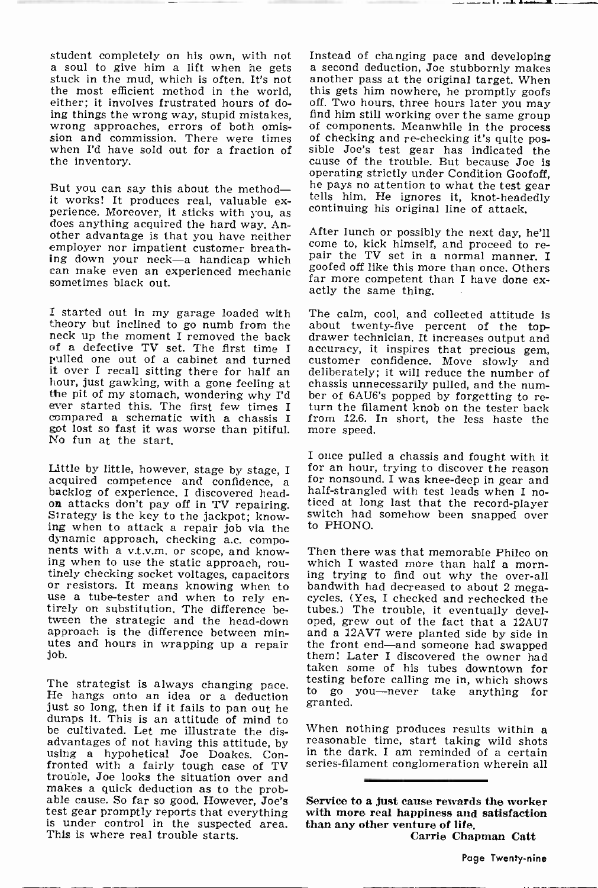student completely on his own, with not a soul to give him a lift when he gets stuck in the mud, which is often. It's not the most efficient method in the world, either; it involves frustrated hours of doing things the wrong way, stupid mistakes, wrong approaches, errors of both omission and commission. There were times when I'd have sold out for a fraction of the inventory.

But you can say this about the method—it works! It produces real, valuable experience. Moreover, it sticks with you, as does anything acquired the hard way. Another advantage is that you have neither employer nor impatient customer breathing down your neck—a handicap which can make even an experienced mechanic sometimes black out.

I started out in my garage loaded with theory but inclined to go numb from the neck up the moment I removed the back of a defective TV set. The first time I pulled one out of a cabinet and turned it over I recall sitting there for half an hour, just gawking, with a gone feeling at the pit of my stomach, wondering why I'd ever started this. The first few times I compared a schematic with a chassis I got lost so fast it was worse than pitiful. No fun at the start.

Little by little, however, stage by stage, I acquired competence and confidence, a backlog of experience. I discovered head-on attacks don't pay off in TV repairing. Strategy is the key to the jackpot; knowing when to attack a repair job via the dynamic approach, checking a.c. components with a v.t.v.m. or scope, and knowing when to use the static approach, routinely checking socket voltages, capacitors or resistors. It means knowing when to use a tube-tester and when to rely entirely on substitution. The difference between the strategic and the head-down approach is the difference between minutes and hours in wrapping up a repair job.

The strategist is always changing pace. He hangs onto an idea or a deduction just so long, then if it fails to pan out he dumps it. This is an attitude of mind to be cultivated. Let me illustrate the disadvantages of not having this attitude, by using a hypothetical Joe Doakes. Confronted with a fairly tough case of TV trouble, Joe looks the situation over and makes a quick deduction as to the probable cause. So far so good. However, Joe's test gear promptly reports that everything is under control in the suspected area. This is where real trouble starts.

Instead of changing pace and developing a second deduction, Joe stubbornly makes another pass at the original target. When this gets him nowhere, he promptly goofs off. Two hours, three hours later you may find him still working over the same group of components. Meanwhile in the process of checking and re-checking it's quite possible Joe's test gear has indicated the cause of the trouble. But because Joe is operating strictly under Condition Goofoff, he pays no attention to what the test gear tells him. He ignores it, knot-headedly continuing his original line of attack.

After lunch or possibly the next day, he'll come to, kick himself, and proceed to repair the TV set in a normal manner. I goofed off like this more than once. Others far more competent than I have done exactly the same thing.

The calm, cool, and collected attitude is about twenty-five percent of the top-drawer technician. It increases output and accuracy, it inspires that precious gem, customer confidence. Move slowly and deliberately; it will reduce the number of chassis unnecessarily pulled, and the number of 6AU6's popped by forgetting to return the filament knob on the tester back from 12.6. In short, the less haste the more speed.

I once pulled a chassis and fought with it for an hour, trying to discover the reason for nonsound. I was knee-deep in gear and half-strangled with test leads when I noticed at long last that the record-player switch had somehow been snapped over to PHONO.

Then there was that memorable Philco on which I wasted more than half a morning trying to find out why the over-all bandwith had decreased to about 2 megacycles. (Yes, I checked and rechecked the tubes.) The trouble, it eventually developed, grew out of the fact that a 12AU7 and a 12AV7 were planted side by side in the front end—and someone had swapped them! Later I discovered the owner had taken some of his tubes downtown for testing before calling me in, which shows to go you—never take anything for granted.

When nothing produces results within a reasonable time, start taking wild shots in the dark. I am reminded of a certain series-filament conglomeration wherein all

---

**Service to a just cause rewards the worker with more real happiness and satisfaction than any other venture of life.**

**Carrie Chapman Catt**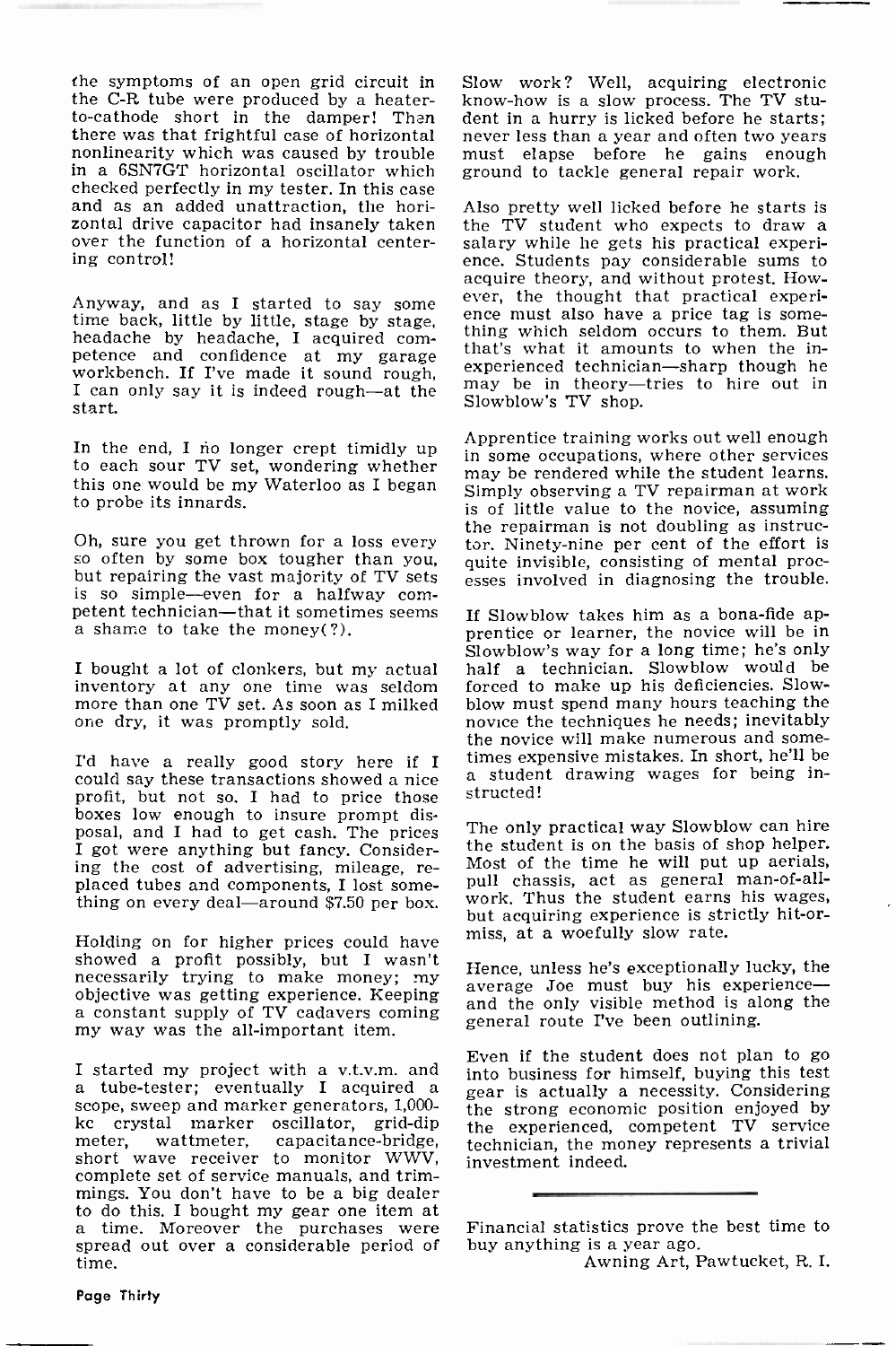the symptoms of an open grid circuit in the C-R tube were produced by a heater-to-cathode short in the damper! Then there was that frightful case of horizontal nonlinearity which was caused by trouble in a 6SN7GT horizontal oscillator which checked perfectly in my tester. In this case and as an added unattraction, the horizontal drive capacitor had insanely taken over the function of a horizontal centering control!

Anyway, and as I started to say some time back, little by little, stage by stage, headache by headache, I acquired competence and confidence at my garage workbench. If I've made it sound rough, I can only say it is indeed rough—at the start.

In the end, I no longer crept timidly up to each sour TV set, wondering whether this one would be my Waterloo as I began to probe its innards.

Oh, sure you get thrown for a loss every so often by some box tougher than you, but repairing the vast majority of TV sets is so simple—even for a halfway competent technician—that it sometimes seems a shame to take the money(?).

I bought a lot of clonkers, but my actual inventory at any one time was seldom more than one TV set. As soon as I milked one dry, it was promptly sold.

I'd have a really good story here if I could say these transactions showed a nice profit, but not so. I had to price those boxes low enough to insure prompt disposal, and I had to get cash. The prices I got were anything but fancy. Considering the cost of advertising, mileage, replaced tubes and components, I lost something on every deal—around $7.50 per box.

Holding on for higher prices could have showed a profit possibly, but I wasn't necessarily trying to make money; my objective was getting experience. Keeping a constant supply of TV cadavers coming my way was the all-important item.

I started my project with a v.t.v.m. and a tube-tester; eventually I acquired a scope, sweep and marker generators, 1,000-kc crystal marker oscillator, grid-dip meter, wattmeter, capacitance-bridge, short wave receiver to monitor WWV, complete set of service manuals, and trimmings. You don't have to be a big dealer to do this. I bought my gear one item at a time. Moreover the purchases were spread out over a considerable period of time.

Slow work? Well, acquiring electronic know-how is a slow process. The TV student in a hurry is licked before he starts; never less than a year and often two years must elapse before he gains enough ground to tackle general repair work.

Also pretty well licked before he starts is the TV student who expects to draw a salary while he gets his practical experience. Students pay considerable sums to acquire theory, and without protest. However, the thought that practical experience must also have a price tag is something which seldom occurs to them. But that's what it amounts to when the inexperienced technician—sharp though he may be in theory—tries to hire out in Slowblow's TV shop.

Apprentice training works out well enough in some occupations, where other services may be rendered while the student learns. Simply observing a TV repairman at work is of little value to the novice, assuming the repairman is not doubling as instructor. Ninety-nine per cent of the effort is quite invisible, consisting of mental processes involved in diagnosing the trouble.

If Slowblow takes him as a bona-fide apprentice or learner, the novice will be in Slowblow's way for a long time; he's only half a technician. Slowblow would be forced to make up his deficiencies. Slowblow must spend many hours teaching the novice the techniques he needs; inevitably the novice will make numerous and sometimes expensive mistakes. In short, he'll be a student drawing wages for being instructed!

The only practical way Slowblow can hire the student is on the basis of shop helper. Most of the time he will put up aerials, pull chassis, act as general man-of-all-work. Thus the student earns his wages, but acquiring experience is strictly hit-or-miss, at a woefully slow rate.

Hence, unless he's exceptionally lucky, the average Joe must buy his experience—and the only visible method is along the general route I've been outlining.

Even if the student does not plan to go into business for himself, buying this test gear is actually a necessity. Considering the strong economic position enjoyed by the experienced, competent TV service technician, the money represents a trivial investment indeed.

---

Financial statistics prove the best time to buy anything is a year ago.

Awning Art, Pawtucket, R. I.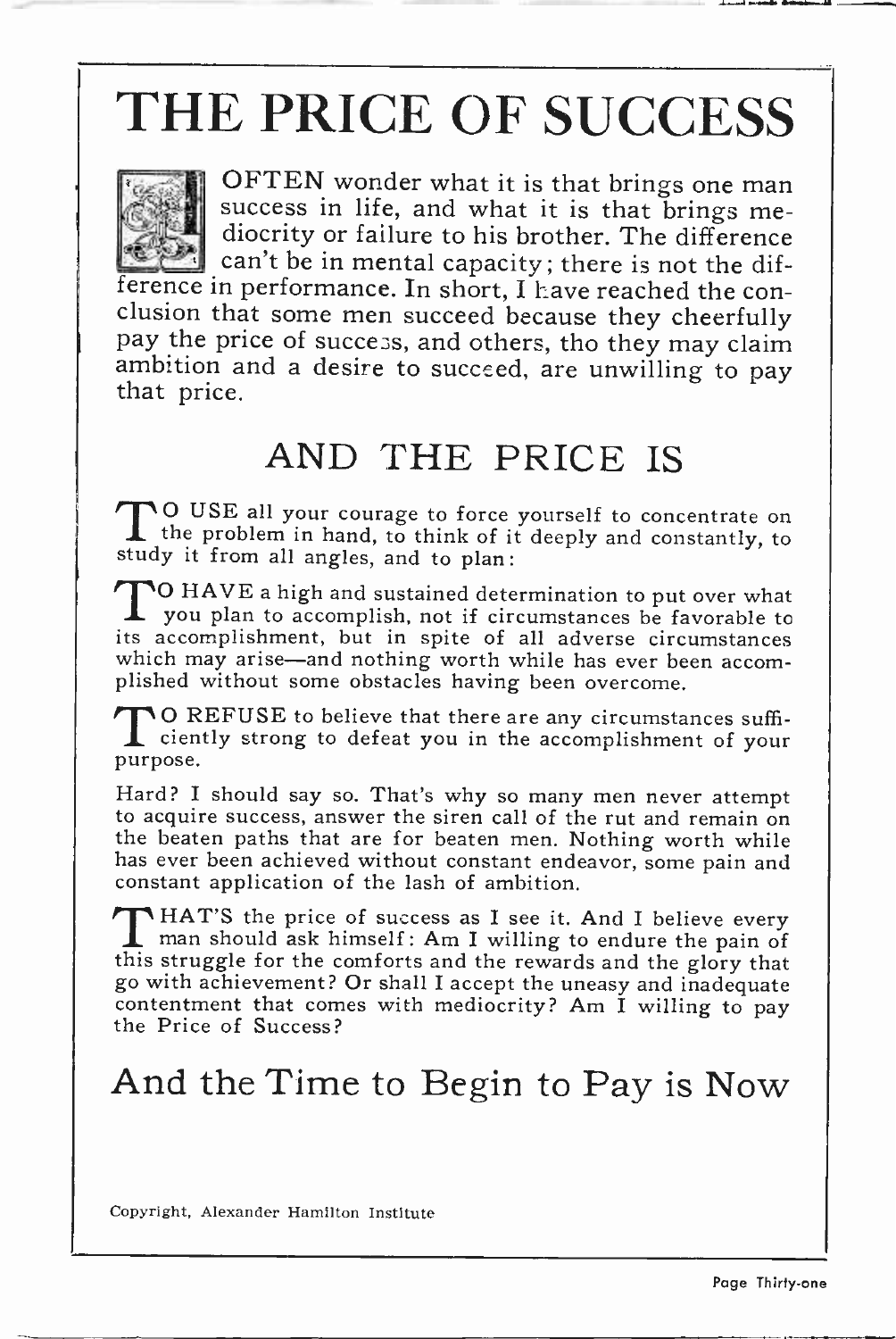# THE PRICE OF SUCCESS

I OFTEN wonder what it is that brings one man success in life, and what it is that brings mediocrity or failure to his brother. The difference can't be in mental capacity; there is not the difference in performance. In short, I have reached the conclusion that some men succeed because they cheerfully pay the price of success, and others, tho they may claim ambition and a desire to succeed, are unwilling to pay that price.

## AND THE PRICE IS

TO USE all your courage to force yourself to concentrate on the problem in hand, to think of it deeply and constantly, to study it from all angles, and to plan:

TO HAVE a high and sustained determination to put over what you plan to accomplish, not if circumstances be favorable to its accomplishment, but in spite of all adverse circumstances which may arise—and nothing worth while has ever been accomplished without some obstacles having been overcome.

TO REFUSE to believe that there are any circumstances sufficiently strong to defeat you in the accomplishment of your purpose.

Hard? I should say so. That's why so many men never attempt to acquire success, answer the siren call of the rut and remain on the beaten paths that are for beaten men. Nothing worth while has ever been achieved without constant endeavor, some pain and constant application of the lash of ambition.

THAT'S the price of success as I see it. And I believe every man should ask himself: Am I willing to endure the pain of this struggle for the comforts and the rewards and the glory that go with achievement? Or shall I accept the uneasy and inadequate contentment that comes with mediocrity? Am I willing to pay the Price of Success?

## And the Time to Begin to Pay is Now

Copyright, Alexander Hamilton Institute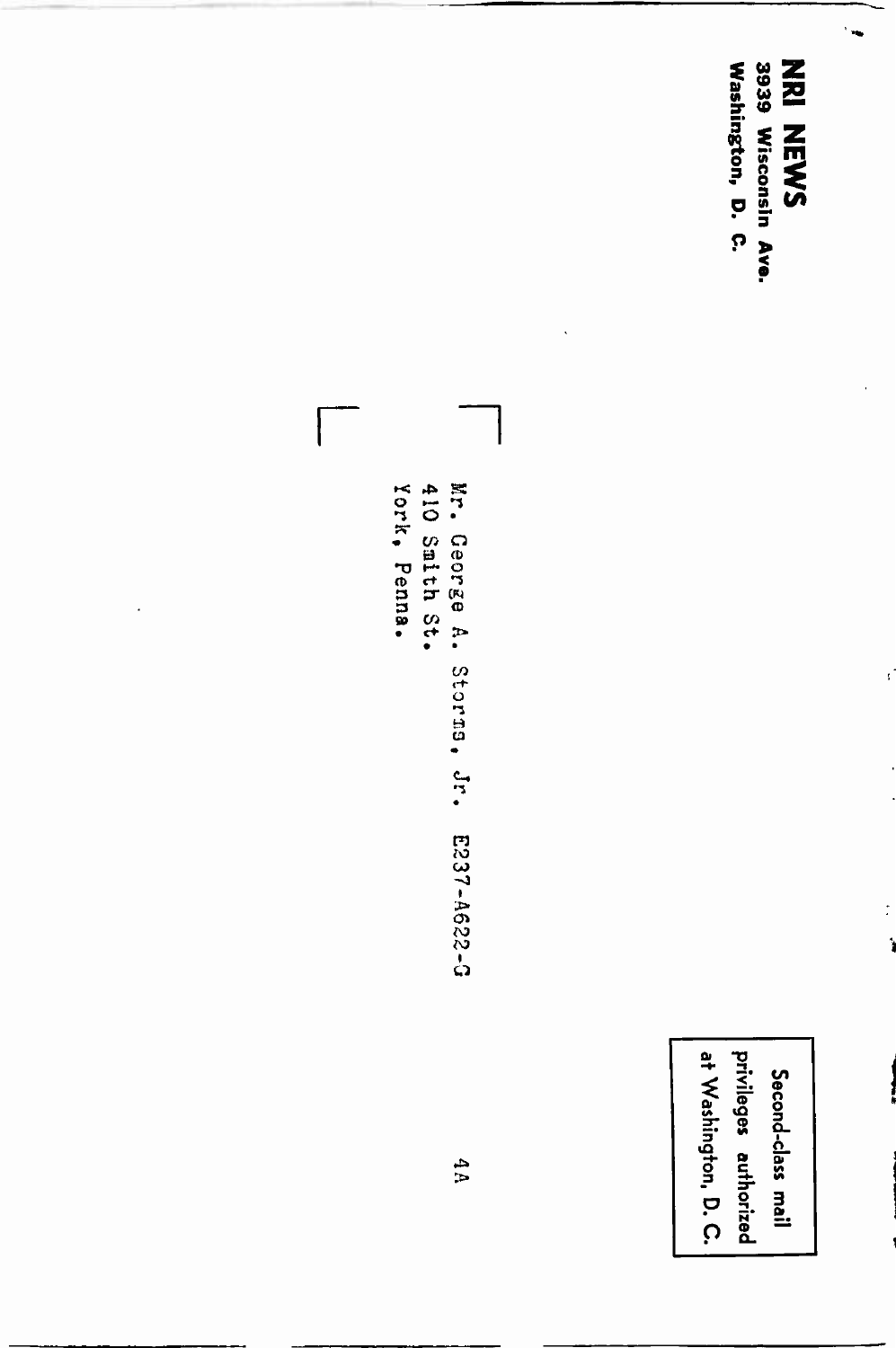**NRI NEWS**
3939 Wisconsin Ave.
Washington, D. C.

Second-class mail
privileges authorized
at Washington, D. C.

Mr. George A. Storms, Jr. E237-A622-G 4A
410 Smith St.
York, Penna.